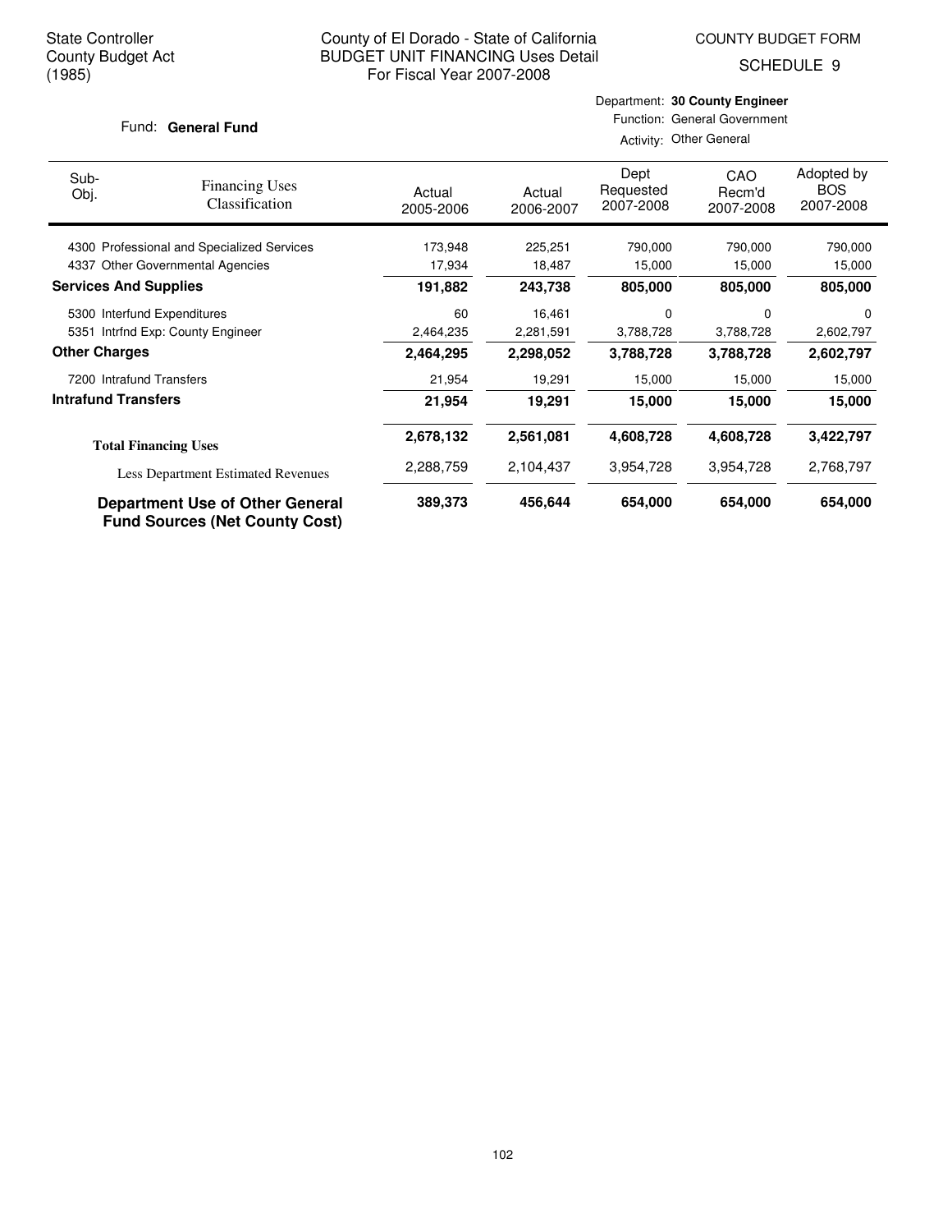State Controller
County Budget Act
(1985)

County of El Dorado - State of California
BUDGET UNIT FINANCING Uses Detail
For Fiscal Year 2007-2008

COUNTY BUDGET FORM
SCHEDULE 9

Fund: **General Fund**

Department: **30 County Engineer**
Function: General Government
Activity: Other General

| Sub-Obj. | Financing Uses Classification | Actual 2005-2006 | Actual 2006-2007 | Dept Requested 2007-2008 | CAO Recm'd 2007-2008 | Adopted by BOS 2007-2008 |
|---|---|---|---|---|---|---|
| 4300 | Professional and Specialized Services | 173,948 | 225,251 | 790,000 | 790,000 | 790,000 |
| 4337 | Other Governmental Agencies | 17,934 | 18,487 | 15,000 | 15,000 | 15,000 |
| **Services And Supplies** | | **191,882** | **243,738** | **805,000** | **805,000** | **805,000** |
| 5300 | Interfund Expenditures | 60 | 16,461 | 0 | 0 | 0 |
| 5351 | Intrfnd Exp: County Engineer | 2,464,235 | 2,281,591 | 3,788,728 | 3,788,728 | 2,602,797 |
| **Other Charges** | | **2,464,295** | **2,298,052** | **3,788,728** | **3,788,728** | **2,602,797** |
| 7200 | Intrafund Transfers | 21,954 | 19,291 | 15,000 | 15,000 | 15,000 |
| **Intrafund Transfers** | | **21,954** | **19,291** | **15,000** | **15,000** | **15,000** |
| **Total Financing Uses** | | **2,678,132** | **2,561,081** | **4,608,728** | **4,608,728** | **3,422,797** |
| Less Department Estimated Revenues | | 2,288,759 | 2,104,437 | 3,954,728 | 3,954,728 | 2,768,797 |
| **Department Use of Other General Fund Sources (Net County Cost)** | | **389,373** | **456,644** | **654,000** | **654,000** | **654,000** |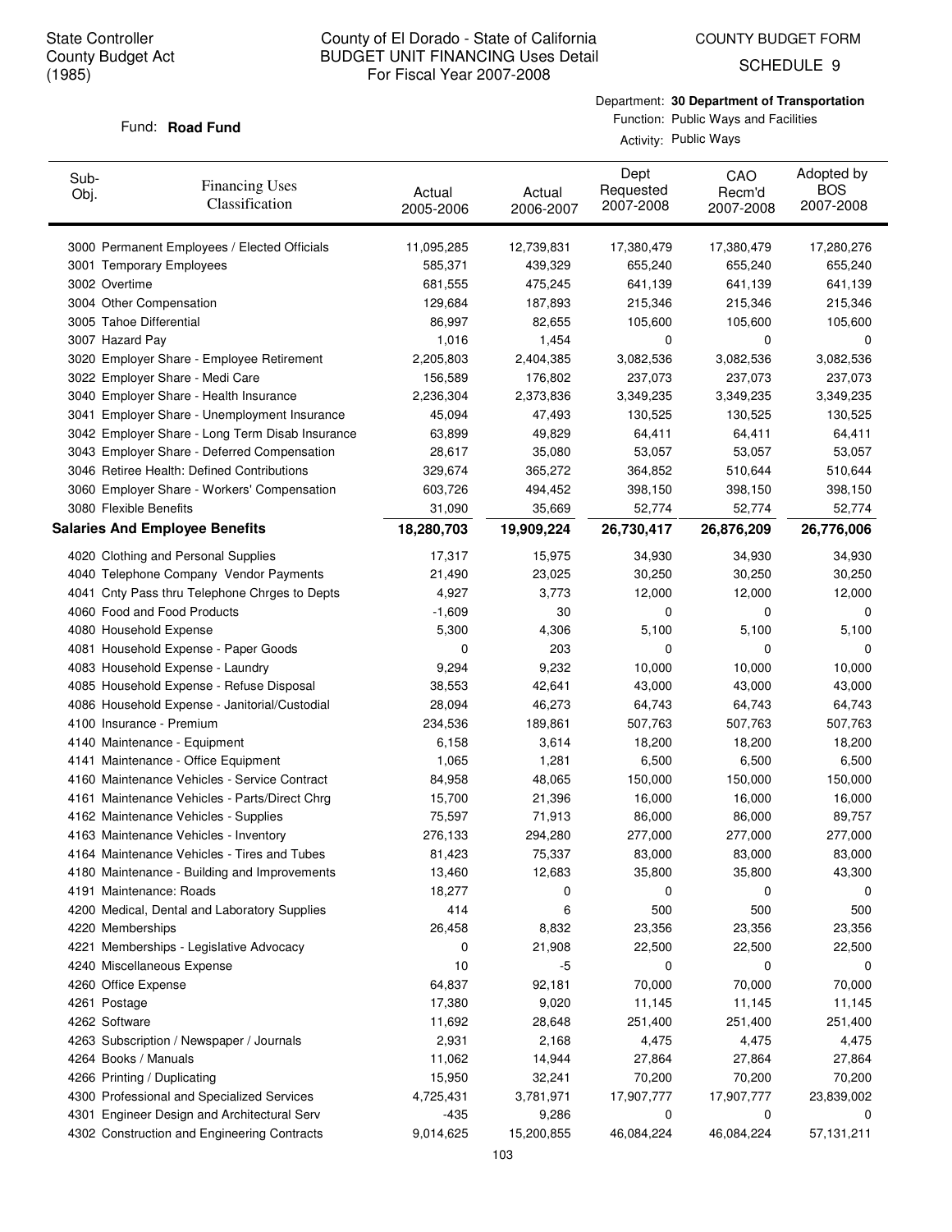State Controller
County Budget Act
(1985)

County of El Dorado - State of California
BUDGET UNIT FINANCING Uses Detail
For Fiscal Year 2007-2008

COUNTY BUDGET FORM
SCHEDULE 9

Fund: **Road Fund**

Department: **30 Department of Transportation**
Function: Public Ways and Facilities
Activity: Public Ways

| Sub-Obj. | Financing Uses Classification | Actual 2005-2006 | Actual 2006-2007 | Dept Requested 2007-2008 | CAO Recm'd 2007-2008 | Adopted by BOS 2007-2008 |
|---|---|---|---|---|---|---|
| 3000 | Permanent Employees / Elected Officials | 11,095,285 | 12,739,831 | 17,380,479 | 17,380,479 | 17,280,276 |
| 3001 | Temporary Employees | 585,371 | 439,329 | 655,240 | 655,240 | 655,240 |
| 3002 | Overtime | 681,555 | 475,245 | 641,139 | 641,139 | 641,139 |
| 3004 | Other Compensation | 129,684 | 187,893 | 215,346 | 215,346 | 215,346 |
| 3005 | Tahoe Differential | 86,997 | 82,655 | 105,600 | 105,600 | 105,600 |
| 3007 | Hazard Pay | 1,016 | 1,454 | 0 | 0 | 0 |
| 3020 | Employer Share - Employee Retirement | 2,205,803 | 2,404,385 | 3,082,536 | 3,082,536 | 3,082,536 |
| 3022 | Employer Share - Medi Care | 156,589 | 176,802 | 237,073 | 237,073 | 237,073 |
| 3040 | Employer Share - Health Insurance | 2,236,304 | 2,373,836 | 3,349,235 | 3,349,235 | 3,349,235 |
| 3041 | Employer Share - Unemployment Insurance | 45,094 | 47,493 | 130,525 | 130,525 | 130,525 |
| 3042 | Employer Share - Long Term Disab Insurance | 63,899 | 49,829 | 64,411 | 64,411 | 64,411 |
| 3043 | Employer Share - Deferred Compensation | 28,617 | 35,080 | 53,057 | 53,057 | 53,057 |
| 3046 | Retiree Health: Defined Contributions | 329,674 | 365,272 | 364,852 | 510,644 | 510,644 |
| 3060 | Employer Share - Workers' Compensation | 603,726 | 494,452 | 398,150 | 398,150 | 398,150 |
| 3080 | Flexible Benefits | 31,090 | 35,669 | 52,774 | 52,774 | 52,774 |
| **Salaries And Employee Benefits** | | **18,280,703** | **19,909,224** | **26,730,417** | **26,876,209** | **26,776,006** |
| 4020 | Clothing and Personal Supplies | 17,317 | 15,975 | 34,930 | 34,930 | 34,930 |
| 4040 | Telephone Company Vendor Payments | 21,490 | 23,025 | 30,250 | 30,250 | 30,250 |
| 4041 | Cnty Pass thru Telephone Chrges to Depts | 4,927 | 3,773 | 12,000 | 12,000 | 12,000 |
| 4060 | Food and Food Products | -1,609 | 30 | 0 | 0 | 0 |
| 4080 | Household Expense | 5,300 | 4,306 | 5,100 | 5,100 | 5,100 |
| 4081 | Household Expense - Paper Goods | 0 | 203 | 0 | 0 | 0 |
| 4083 | Household Expense - Laundry | 9,294 | 9,232 | 10,000 | 10,000 | 10,000 |
| 4085 | Household Expense - Refuse Disposal | 38,553 | 42,641 | 43,000 | 43,000 | 43,000 |
| 4086 | Household Expense - Janitorial/Custodial | 28,094 | 46,273 | 64,743 | 64,743 | 64,743 |
| 4100 | Insurance - Premium | 234,536 | 189,861 | 507,763 | 507,763 | 507,763 |
| 4140 | Maintenance - Equipment | 6,158 | 3,614 | 18,200 | 18,200 | 18,200 |
| 4141 | Maintenance - Office Equipment | 1,065 | 1,281 | 6,500 | 6,500 | 6,500 |
| 4160 | Maintenance Vehicles - Service Contract | 84,958 | 48,065 | 150,000 | 150,000 | 150,000 |
| 4161 | Maintenance Vehicles - Parts/Direct Chrg | 15,700 | 21,396 | 16,000 | 16,000 | 16,000 |
| 4162 | Maintenance Vehicles - Supplies | 75,597 | 71,913 | 86,000 | 86,000 | 89,757 |
| 4163 | Maintenance Vehicles - Inventory | 276,133 | 294,280 | 277,000 | 277,000 | 277,000 |
| 4164 | Maintenance Vehicles - Tires and Tubes | 81,423 | 75,337 | 83,000 | 83,000 | 83,000 |
| 4180 | Maintenance - Building and Improvements | 13,460 | 12,683 | 35,800 | 35,800 | 43,300 |
| 4191 | Maintenance: Roads | 18,277 | 0 | 0 | 0 | 0 |
| 4200 | Medical, Dental and Laboratory Supplies | 414 | 6 | 500 | 500 | 500 |
| 4220 | Memberships | 26,458 | 8,832 | 23,356 | 23,356 | 23,356 |
| 4221 | Memberships - Legislative Advocacy | 0 | 21,908 | 22,500 | 22,500 | 22,500 |
| 4240 | Miscellaneous Expense | 10 | -5 | 0 | 0 | 0 |
| 4260 | Office Expense | 64,837 | 92,181 | 70,000 | 70,000 | 70,000 |
| 4261 | Postage | 17,380 | 9,020 | 11,145 | 11,145 | 11,145 |
| 4262 | Software | 11,692 | 28,648 | 251,400 | 251,400 | 251,400 |
| 4263 | Subscription / Newspaper / Journals | 2,931 | 2,168 | 4,475 | 4,475 | 4,475 |
| 4264 | Books / Manuals | 11,062 | 14,944 | 27,864 | 27,864 | 27,864 |
| 4266 | Printing / Duplicating | 15,950 | 32,241 | 70,200 | 70,200 | 70,200 |
| 4300 | Professional and Specialized Services | 4,725,431 | 3,781,971 | 17,907,777 | 17,907,777 | 23,839,002 |
| 4301 | Engineer Design and Architectural Serv | -435 | 9,286 | 0 | 0 | 0 |
| 4302 | Construction and Engineering Contracts | 9,014,625 | 15,200,855 | 46,084,224 | 46,084,224 | 57,131,211 |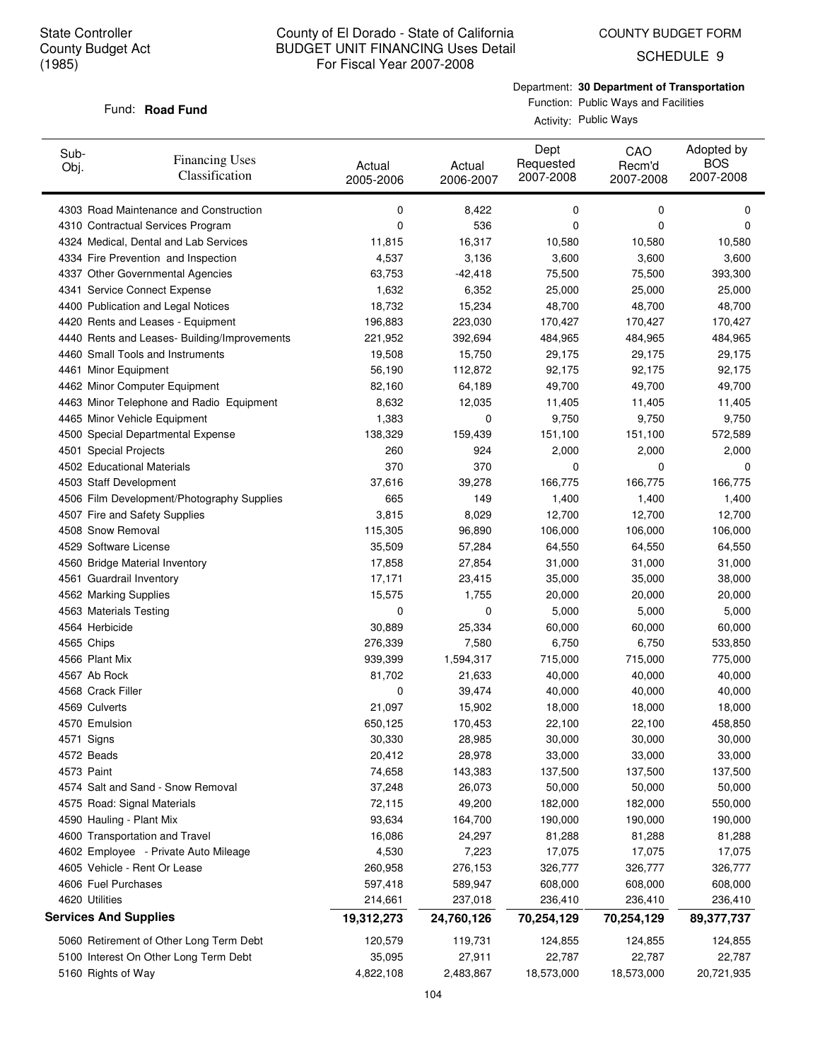State Controller
County Budget Act
(1985)

# County of El Dorado - State of California
## BUDGET UNIT FINANCING Uses Detail
For Fiscal Year 2007-2008

COUNTY BUDGET FORM
SCHEDULE 9

Fund: **Road Fund**

Department: **30 Department of Transportation**
Function: Public Ways and Facilities
Activity: Public Ways

| Sub-Obj. | Financing Uses Classification | Actual 2005-2006 | Actual 2006-2007 | Dept Requested 2007-2008 | CAO Recm'd 2007-2008 | Adopted by BOS 2007-2008 |
|---|---|---|---|---|---|---|
| 4303 | Road Maintenance and Construction | 0 | 8,422 | 0 | 0 | 0 |
| 4310 | Contractual Services Program | 0 | 536 | 0 | 0 | 0 |
| 4324 | Medical, Dental and Lab Services | 11,815 | 16,317 | 10,580 | 10,580 | 10,580 |
| 4334 | Fire Prevention and Inspection | 4,537 | 3,136 | 3,600 | 3,600 | 3,600 |
| 4337 | Other Governmental Agencies | 63,753 | -42,418 | 75,500 | 75,500 | 393,300 |
| 4341 | Service Connect Expense | 1,632 | 6,352 | 25,000 | 25,000 | 25,000 |
| 4400 | Publication and Legal Notices | 18,732 | 15,234 | 48,700 | 48,700 | 48,700 |
| 4420 | Rents and Leases - Equipment | 196,883 | 223,030 | 170,427 | 170,427 | 170,427 |
| 4440 | Rents and Leases- Building/Improvements | 221,952 | 392,694 | 484,965 | 484,965 | 484,965 |
| 4460 | Small Tools and Instruments | 19,508 | 15,750 | 29,175 | 29,175 | 29,175 |
| 4461 | Minor Equipment | 56,190 | 112,872 | 92,175 | 92,175 | 92,175 |
| 4462 | Minor Computer Equipment | 82,160 | 64,189 | 49,700 | 49,700 | 49,700 |
| 4463 | Minor Telephone and Radio Equipment | 8,632 | 12,035 | 11,405 | 11,405 | 11,405 |
| 4465 | Minor Vehicle Equipment | 1,383 | 0 | 9,750 | 9,750 | 9,750 |
| 4500 | Special Departmental Expense | 138,329 | 159,439 | 151,100 | 151,100 | 572,589 |
| 4501 | Special Projects | 260 | 924 | 2,000 | 2,000 | 2,000 |
| 4502 | Educational Materials | 370 | 370 | 0 | 0 | 0 |
| 4503 | Staff Development | 37,616 | 39,278 | 166,775 | 166,775 | 166,775 |
| 4506 | Film Development/Photography Supplies | 665 | 149 | 1,400 | 1,400 | 1,400 |
| 4507 | Fire and Safety Supplies | 3,815 | 8,029 | 12,700 | 12,700 | 12,700 |
| 4508 | Snow Removal | 115,305 | 96,890 | 106,000 | 106,000 | 106,000 |
| 4529 | Software License | 35,509 | 57,284 | 64,550 | 64,550 | 64,550 |
| 4560 | Bridge Material Inventory | 17,858 | 27,854 | 31,000 | 31,000 | 31,000 |
| 4561 | Guardrail Inventory | 17,171 | 23,415 | 35,000 | 35,000 | 38,000 |
| 4562 | Marking Supplies | 15,575 | 1,755 | 20,000 | 20,000 | 20,000 |
| 4563 | Materials Testing | 0 | 0 | 5,000 | 5,000 | 5,000 |
| 4564 | Herbicide | 30,889 | 25,334 | 60,000 | 60,000 | 60,000 |
| 4565 | Chips | 276,339 | 7,580 | 6,750 | 6,750 | 533,850 |
| 4566 | Plant Mix | 939,399 | 1,594,317 | 715,000 | 715,000 | 775,000 |
| 4567 | Ab Rock | 81,702 | 21,633 | 40,000 | 40,000 | 40,000 |
| 4568 | Crack Filler | 0 | 39,474 | 40,000 | 40,000 | 40,000 |
| 4569 | Culverts | 21,097 | 15,902 | 18,000 | 18,000 | 18,000 |
| 4570 | Emulsion | 650,125 | 170,453 | 22,100 | 22,100 | 458,850 |
| 4571 | Signs | 30,330 | 28,985 | 30,000 | 30,000 | 30,000 |
| 4572 | Beads | 20,412 | 28,978 | 33,000 | 33,000 | 33,000 |
| 4573 | Paint | 74,658 | 143,383 | 137,500 | 137,500 | 137,500 |
| 4574 | Salt and Sand - Snow Removal | 37,248 | 26,073 | 50,000 | 50,000 | 50,000 |
| 4575 | Road: Signal Materials | 72,115 | 49,200 | 182,000 | 182,000 | 550,000 |
| 4590 | Hauling - Plant Mix | 93,634 | 164,700 | 190,000 | 190,000 | 190,000 |
| 4600 | Transportation and Travel | 16,086 | 24,297 | 81,288 | 81,288 | 81,288 |
| 4602 | Employee - Private Auto Mileage | 4,530 | 7,223 | 17,075 | 17,075 | 17,075 |
| 4605 | Vehicle - Rent Or Lease | 260,958 | 276,153 | 326,777 | 326,777 | 326,777 |
| 4606 | Fuel Purchases | 597,418 | 589,947 | 608,000 | 608,000 | 608,000 |
| 4620 | Utilities | 214,661 | 237,018 | 236,410 | 236,410 | 236,410 |
| **Services And Supplies** | | **19,312,273** | **24,760,126** | **70,254,129** | **70,254,129** | **89,377,737** |
| 5060 | Retirement of Other Long Term Debt | 120,579 | 119,731 | 124,855 | 124,855 | 124,855 |
| 5100 | Interest On Other Long Term Debt | 35,095 | 27,911 | 22,787 | 22,787 | 22,787 |
| 5160 | Rights of Way | 4,822,108 | 2,483,867 | 18,573,000 | 18,573,000 | 20,721,935 |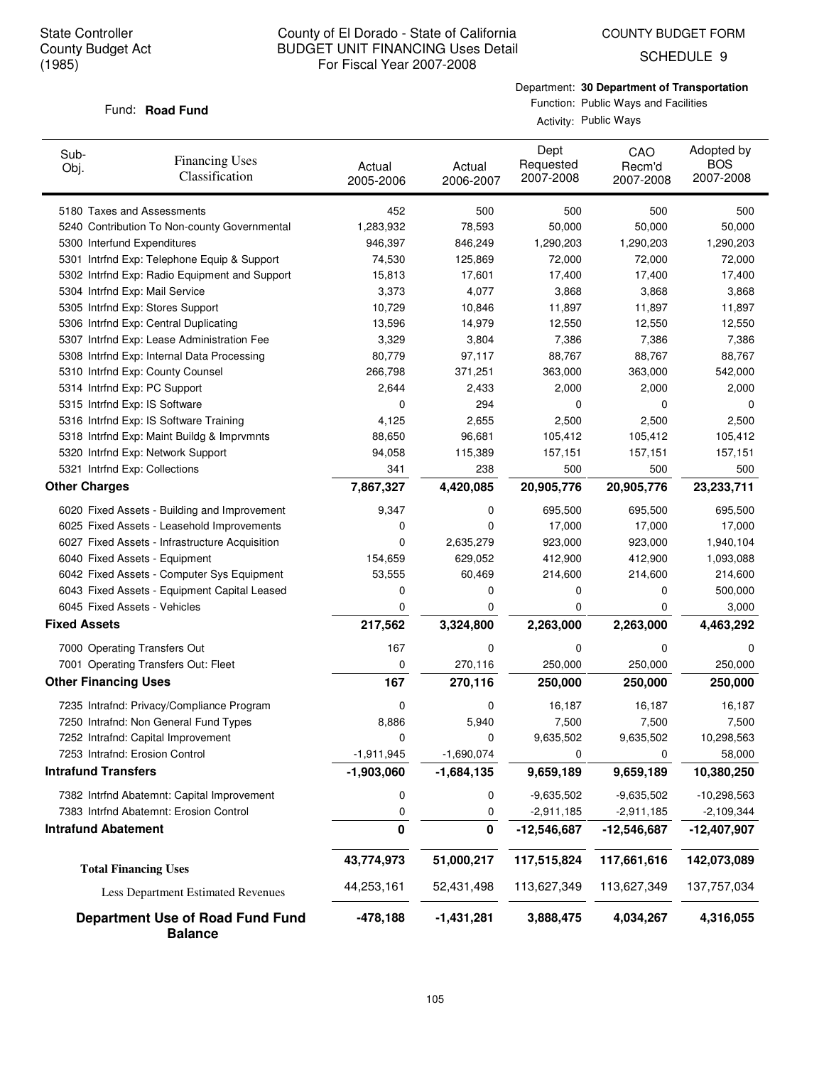State Controller
County Budget Act
(1985)

County of El Dorado - State of California
BUDGET UNIT FINANCING Uses Detail
For Fiscal Year 2007-2008

COUNTY BUDGET FORM
SCHEDULE 9

Fund: **Road Fund**

Department: **30 Department of Transportation**
Function: Public Ways and Facilities
Activity: Public Ways

| Sub-Obj. | Financing Uses Classification | Actual 2005-2006 | Actual 2006-2007 | Dept Requested 2007-2008 | CAO Recm'd 2007-2008 | Adopted by BOS 2007-2008 |
|---|---|---|---|---|---|---|
| 5180 | Taxes and Assessments | 452 | 500 | 500 | 500 | 500 |
| 5240 | Contribution To Non-county Governmental | 1,283,932 | 78,593 | 50,000 | 50,000 | 50,000 |
| 5300 | Interfund Expenditures | 946,397 | 846,249 | 1,290,203 | 1,290,203 | 1,290,203 |
| 5301 | Intrfnd Exp: Telephone Equip & Support | 74,530 | 125,869 | 72,000 | 72,000 | 72,000 |
| 5302 | Intrfnd Exp: Radio Equipment and Support | 15,813 | 17,601 | 17,400 | 17,400 | 17,400 |
| 5304 | Intrfnd Exp: Mail Service | 3,373 | 4,077 | 3,868 | 3,868 | 3,868 |
| 5305 | Intrfnd Exp: Stores Support | 10,729 | 10,846 | 11,897 | 11,897 | 11,897 |
| 5306 | Intrfnd Exp: Central Duplicating | 13,596 | 14,979 | 12,550 | 12,550 | 12,550 |
| 5307 | Intrfnd Exp: Lease Administration Fee | 3,329 | 3,804 | 7,386 | 7,386 | 7,386 |
| 5308 | Intrfnd Exp: Internal Data Processing | 80,779 | 97,117 | 88,767 | 88,767 | 88,767 |
| 5310 | Intrfnd Exp: County Counsel | 266,798 | 371,251 | 363,000 | 363,000 | 542,000 |
| 5314 | Intrfnd Exp: PC Support | 2,644 | 2,433 | 2,000 | 2,000 | 2,000 |
| 5315 | Intrfnd Exp: IS Software | 0 | 294 | 0 | 0 | 0 |
| 5316 | Intrfnd Exp: IS Software Training | 4,125 | 2,655 | 2,500 | 2,500 | 2,500 |
| 5318 | Intrfnd Exp: Maint Buildg & Imprvmnts | 88,650 | 96,681 | 105,412 | 105,412 | 105,412 |
| 5320 | Intrfnd Exp: Network Support | 94,058 | 115,389 | 157,151 | 157,151 | 157,151 |
| 5321 | Intrfnd Exp: Collections | 341 | 238 | 500 | 500 | 500 |
| **Other Charges** | | **7,867,327** | **4,420,085** | **20,905,776** | **20,905,776** | **23,233,711** |
| 6020 | Fixed Assets - Building and Improvement | 9,347 | 0 | 695,500 | 695,500 | 695,500 |
| 6025 | Fixed Assets - Leasehold Improvements | 0 | 0 | 17,000 | 17,000 | 17,000 |
| 6027 | Fixed Assets - Infrastructure Acquisition | 0 | 2,635,279 | 923,000 | 923,000 | 1,940,104 |
| 6040 | Fixed Assets - Equipment | 154,659 | 629,052 | 412,900 | 412,900 | 1,093,088 |
| 6042 | Fixed Assets - Computer Sys Equipment | 53,555 | 60,469 | 214,600 | 214,600 | 214,600 |
| 6043 | Fixed Assets - Equipment Capital Leased | 0 | 0 | 0 | 0 | 500,000 |
| 6045 | Fixed Assets - Vehicles | 0 | 0 | 0 | 0 | 3,000 |
| **Fixed Assets** | | **217,562** | **3,324,800** | **2,263,000** | **2,263,000** | **4,463,292** |
| 7000 | Operating Transfers Out | 167 | 0 | 0 | 0 | 0 |
| 7001 | Operating Transfers Out: Fleet | 0 | 270,116 | 250,000 | 250,000 | 250,000 |
| **Other Financing Uses** | | **167** | **270,116** | **250,000** | **250,000** | **250,000** |
| 7235 | Intrafnd: Privacy/Compliance Program | 0 | 0 | 16,187 | 16,187 | 16,187 |
| 7250 | Intrafnd: Non General Fund Types | 8,886 | 5,940 | 7,500 | 7,500 | 7,500 |
| 7252 | Intrafnd: Capital Improvement | 0 | 0 | 9,635,502 | 9,635,502 | 10,298,563 |
| 7253 | Intrafnd: Erosion Control | -1,911,945 | -1,690,074 | 0 | 0 | 58,000 |
| **Intrafund Transfers** | | **-1,903,060** | **-1,684,135** | **9,659,189** | **9,659,189** | **10,380,250** |
| 7382 | Intrfnd Abatemnt: Capital Improvement | 0 | 0 | -9,635,502 | -9,635,502 | -10,298,563 |
| 7383 | Intrfnd Abatemnt: Erosion Control | 0 | 0 | -2,911,185 | -2,911,185 | -2,109,344 |
| **Intrafund Abatement** | | **0** | **0** | **-12,546,687** | **-12,546,687** | **-12,407,907** |
| **Total Financing Uses** | | **43,774,973** | **51,000,217** | **117,515,824** | **117,661,616** | **142,073,089** |
| Less Department Estimated Revenues | | 44,253,161 | 52,431,498 | 113,627,349 | 113,627,349 | 137,757,034 |
| **Department Use of Road Fund Fund Balance** | | **-478,188** | **-1,431,281** | **3,888,475** | **4,034,267** | **4,316,055** |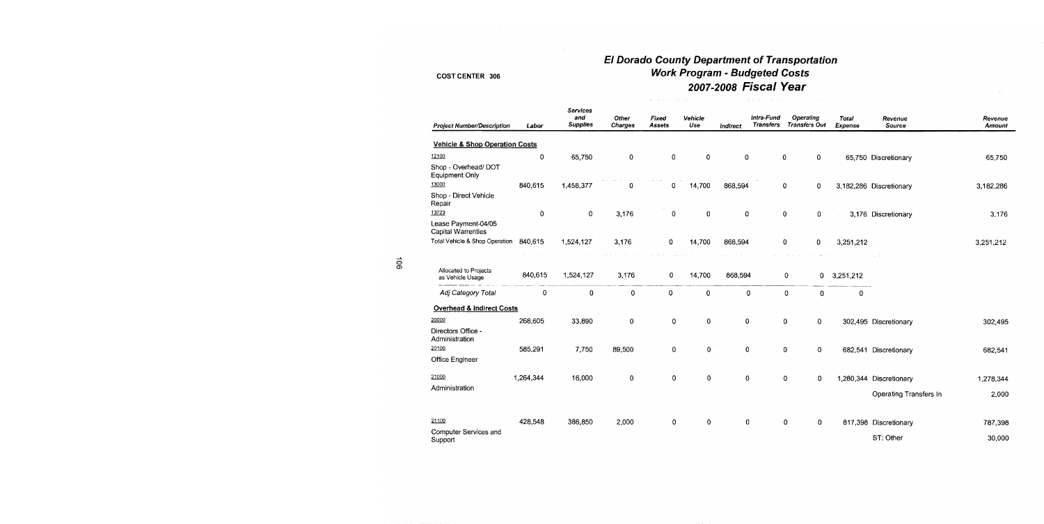COST CENTER 306

# El Dorado County Department of Transportation
## Work Program - Budgeted Costs
## 2007-2008 *Fiscal Year*

| Project Number/Description | Labor | Services and Supplies | Other Charges | Fixed Assets | Vehicle Use | Indirect | Intra-Fund Transfers | Operating Transfers Out | Total Expense | Revenue Source | Revenue Amount |
|---|---|---|---|---|---|---|---|---|---|---|---|
| **Vehicle & Shop Operation Costs** | | | | | | | | | | | |
| 12100 Shop - Overhead/ DOT Equipment Only | 0 | 65,750 | 0 | 0 | 0 | 0 | 0 | 0 | 65,750 | Discretionary | 65,750 |
| 13000 Shop - Direct Vehicle Repair | 840,615 | 1,458,377 | 0 | 0 | 14,700 | 868,594 | 0 | 0 | 3,182,286 | Discretionary | 3,182,286 |
| 13723 Lease Payment-04/05 Capital Warrenties | 0 | 0 | 3,176 | 0 | 0 | 0 | 0 | 0 | 3,176 | Discretionary | 3,176 |
| Total Vehicle & Shop Operation | 840,615 | 1,524,127 | 3,176 | 0 | 14,700 | 868,594 | 0 | 0 | 3,251,212 | | 3,251,212 |
| Allocated to Projects as Vehicle Usage | 840,615 | 1,524,127 | 3,176 | 0 | 14,700 | 868,594 | 0 | 0 | 3,251,212 | | |
| *Adj Category Total* | 0 | 0 | 0 | 0 | 0 | 0 | 0 | 0 | 0 | | |
| **Overhead & Indirect Costs** | | | | | | | | | | | |
| 20000 Directors Office - Administration | 268,605 | 33,890 | 0 | 0 | 0 | 0 | 0 | 0 | 302,495 | Discretionary | 302,495 |
| 20100 Office Engineer | 585,291 | 7,750 | 89,500 | 0 | 0 | 0 | 0 | 0 | 682,541 | Discretionary | 682,541 |
| 21000 Administration | 1,264,344 | 16,000 | 0 | 0 | 0 | 0 | 0 | 0 | 1,280,344 | Discretionary | 1,278,344 |
| | | | | | | | | | | Operating Transfers In | 2,000 |
| 21100 Computer Services and Support | 428,548 | 386,850 | 2,000 | 0 | 0 | 0 | 0 | 0 | 817,398 | Discretionary | 787,398 |
| | | | | | | | | | | ST: Other | 30,000 |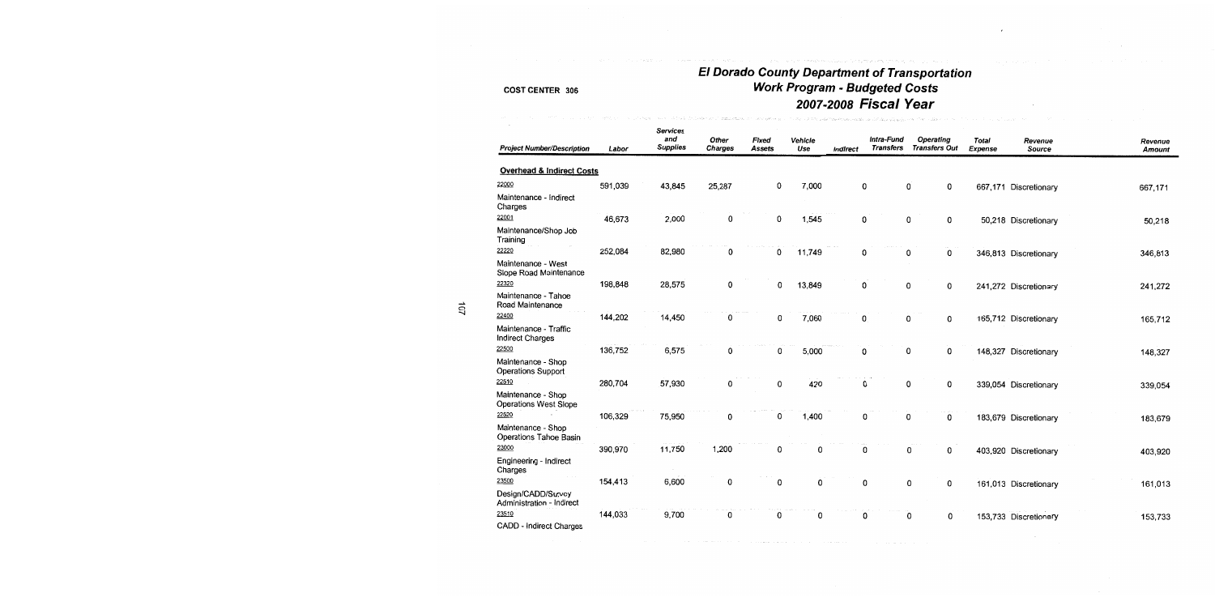COST CENTER 306

# El Dorado County Department of Transportation
## Work Program - Budgeted Costs
## 2007-2008 Fiscal Year

| Project Number/Description | Labor | Services and Supplies | Other Charges | Fixed Assets | Vehicle Use | Indirect | Intra-Fund Transfers | Operating Transfers Out | Total Expense | Revenue Source | Revenue Amount |
|---|---|---|---|---|---|---|---|---|---|---|---|
| **Overhead & Indirect Costs** | | | | | | | | | | | |
| 22000 Maintenance - Indirect Charges | 591,039 | 43,845 | 25,287 | 0 | 7,000 | 0 | 0 | 0 | 667,171 | Discretionary | 667,171 |
| 22001 Maintenance/Shop Job Training | 46,673 | 2,000 | 0 | 0 | 1,545 | 0 | 0 | 0 | 50,218 | Discretionary | 50,218 |
| 22220 Maintenance - West Slope Road Maintenance | 252,084 | 82,980 | 0 | 0 | 11,749 | 0 | 0 | 0 | 346,813 | Discretionary | 346,813 |
| 22320 Maintenance - Tahoe Road Maintenance | 198,848 | 28,575 | 0 | 0 | 13,849 | 0 | 0 | 0 | 241,272 | Discretionary | 241,272 |
| 22400 Maintenance - Traffic Indirect Charges | 144,202 | 14,450 | 0 | 0 | 7,060 | 0 | 0 | 0 | 165,712 | Discretionary | 165,712 |
| 22500 Maintenance - Shop Operations Support | 136,752 | 6,575 | 0 | 0 | 5,000 | 0 | 0 | 0 | 148,327 | Discretionary | 148,327 |
| 22510 Maintenance - Shop Operations West Slope | 280,704 | 57,930 | 0 | 0 | 420 | 0 | 0 | 0 | 339,054 | Discretionary | 339,054 |
| 22520 Maintenance - Shop Operations Tahoe Basin | 106,329 | 75,950 | 0 | 0 | 1,400 | 0 | 0 | 0 | 183,679 | Discretionary | 183,679 |
| 23000 Engineering - Indirect Charges | 390,970 | 11,750 | 1,200 | 0 | 0 | 0 | 0 | 0 | 403,920 | Discretionary | 403,920 |
| 23500 Design/CADD/Survey Administration - Indirect | 154,413 | 6,600 | 0 | 0 | 0 | 0 | 0 | 0 | 161,013 | Discretionary | 161,013 |
| 23510 CADD - Indirect Charges | 144,033 | 9,700 | 0 | 0 | 0 | 0 | 0 | 0 | 153,733 | Discretionary | 153,733 |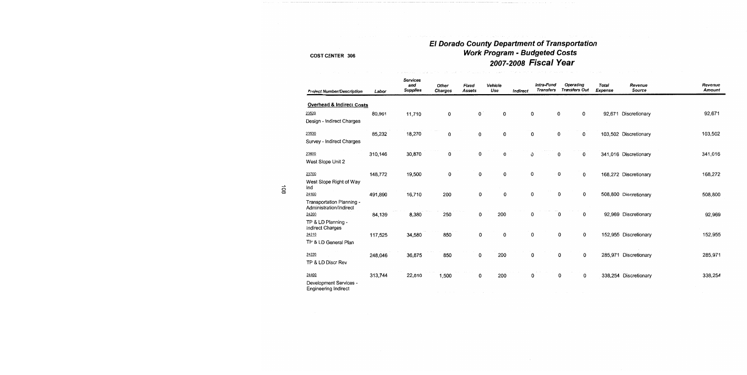COST CENTER 306

# El Dorado County Department of Transportation
## Work Program - Budgeted Costs
## 2007-2008 Fiscal Year

| Project Number/Description | Labor | Services and Supplies | Other Charges | Fixed Assets | Vehicle Use | Indirect | Intra-Fund Transfers | Operating Transfers Out | Total Expense | Revenue Source | Revenue Amount |
|---|---|---|---|---|---|---|---|---|---|---|---|
| **Overhead & Indirect Costs** | | | | | | | | | | | |
| 23520<br>Design - Indirect Charges | 80,961 | 11,710 | 0 | 0 | 0 | 0 | 0 | 0 | 92,671 | Discretionary | 92,671 |
| 23530<br>Survey - Indirect Charges | 85,232 | 18,270 | 0 | 0 | 0 | 0 | 0 | 0 | 103,502 | Discretionary | 103,502 |
| 23600<br>West Slope Unit 2 | 310,146 | 30,870 | 0 | 0 | 0 | 0 | 0 | 0 | 341,016 | Discretionary | 341,016 |
| 23700<br>West Slope Right of Way Ind | 148,772 | 19,500 | 0 | 0 | 0 | 0 | 0 | 0 | 168,272 | Discretionary | 168,272 |
| 24100<br>Transportation Planning - Administration/Indirect | 491,890 | 16,710 | 200 | 0 | 0 | 0 | 0 | 0 | 508,800 | Discretionary | 508,800 |
| 24200<br>TP & LD Planning - Indirect Charges | 84,139 | 8,380 | 250 | 0 | 200 | 0 | 0 | 0 | 92,969 | Discretionary | 92,969 |
| 24210<br>TP & LD General Plan | 117,525 | 34,580 | 850 | 0 | 0 | 0 | 0 | 0 | 152,955 | Discretionary | 152,955 |
| 24220<br>TP & LD Discr Rev | 248,046 | 36,875 | 850 | 0 | 200 | 0 | 0 | 0 | 285,971 | Discretionary | 285,971 |
| 24400<br>Development Services - Engineering Indirect | 313,744 | 22,810 | 1,500 | 0 | 200 | 0 | 0 | 0 | 338,254 | Discretionary | 338,254 |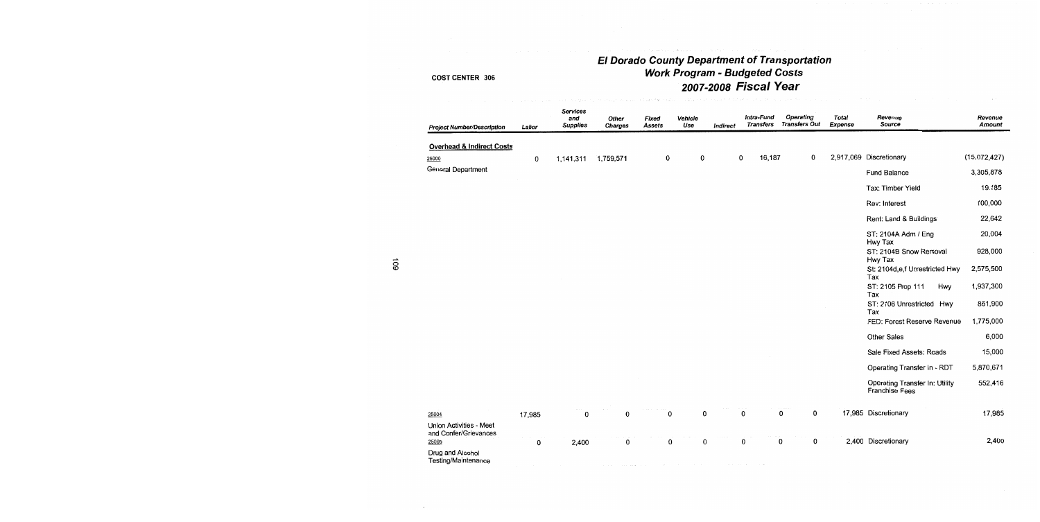# El Dorado County Department of Transportation
## Work Program - Budgeted Costs
## 2007-2008 Fiscal Year

COST CENTER 306

| Project Number/Description | Labor | Services and Supplies | Other Charges | Fixed Assets | Vehicle Use | Indirect | Intra-Fund Transfers | Operating Transfers Out | Total Expense | Revenue Source | Revenue Amount |
|---|---|---|---|---|---|---|---|---|---|---|---|
| **Overhead & Indirect Costs** | | | | | | | | | | | |
| 25000 General Department | 0 | 1,141,311 | 1,759,571 | 0 | 0 | 0 | 16,187 | 0 | 2,917,069 | Discretionary | (15,072,427) |
| | | | | | | | | | | Fund Balance | 3,305,878 |
| | | | | | | | | | | Tax: Timber Yield | 19,185 |
| | | | | | | | | | | Rev: Interest | 100,000 |
| | | | | | | | | | | Rent: Land & Buildings | 22,642 |
| | | | | | | | | | | ST: 2104A Adm / Eng Hwy Tax | 20,004 |
| | | | | | | | | | | ST: 2104B Snow Removal Hwy Tax | 928,000 |
| | | | | | | | | | | St: 2104d,e,f Unrestricted Hwy Tax | 2,575,500 |
| | | | | | | | | | | ST: 2105 Prop 111 Hwy Tax | 1,937,300 |
| | | | | | | | | | | ST: 2106 Unrestricted Hwy Tax | 861,900 |
| | | | | | | | | | | FED: Forest Reserve Revenue | 1,775,000 |
| | | | | | | | | | | Other Sales | 6,000 |
| | | | | | | | | | | Sale Fixed Assets: Roads | 15,000 |
| | | | | | | | | | | Operating Transfer In - RDT | 5,870,671 |
| | | | | | | | | | | Operating Transfer In: Utility Franchise Fees | 552,416 |
| 25004 Union Activities - Meet and Confer/Grievances | 17,985 | 0 | 0 | 0 | 0 | 0 | 0 | 0 | 17,985 | Discretionary | 17,985 |
| 25005 Drug and Alcohol Testing/Maintenance | 0 | 2,400 | 0 | 0 | 0 | 0 | 0 | 0 | 2,400 | Discretionary | 2,400 |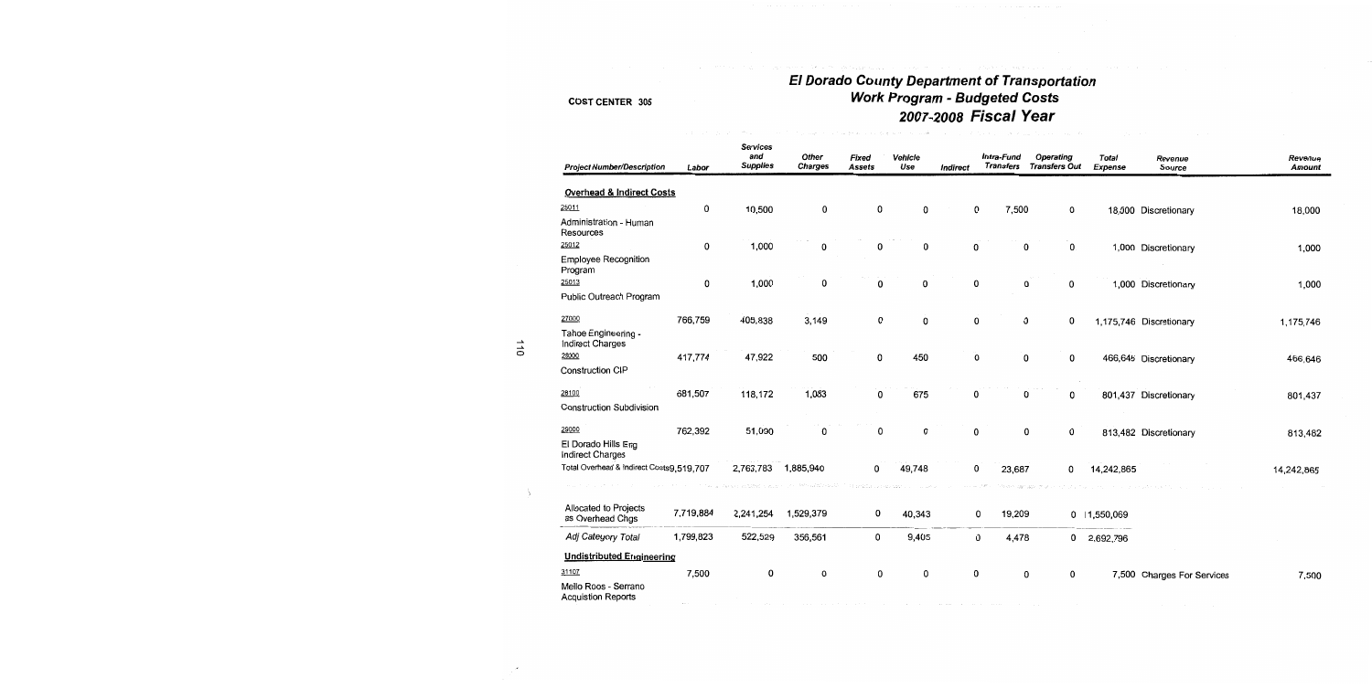# El Dorado County Department of Transportation
## Work Program - Budgeted Costs
## 2007-2008 Fiscal Year

COST CENTER 305

| Project Number/Description | Labor | Services and Supplies | Other Charges | Fixed Assets | Vehicle Use | Indirect | Intra-Fund Transfers | Operating Transfers Out | Total Expense | Revenue Source | Revenue Amount |
|---|---|---|---|---|---|---|---|---|---|---|---|
| **Overhead & Indirect Costs** | | | | | | | | | | | |
| 25011 Administration - Human Resources | 0 | 10,500 | 0 | 0 | 0 | 0 | 7,500 | 0 | 18,000 | Discretionary | 18,000 |
| 25012 Employee Recognition Program | 0 | 1,000 | 0 | 0 | 0 | 0 | 0 | 0 | 1,000 | Discretionary | 1,000 |
| 25013 Public Outreach Program | 0 | 1,000 | 0 | 0 | 0 | 0 | 0 | 0 | 1,000 | Discretionary | 1,000 |
| 27000 Tahoe Engineering - Indirect Charges | 766,759 | 405,838 | 3,149 | 0 | 0 | 0 | 0 | 0 | 1,175,746 | Discretionary | 1,175,746 |
| 28000 Construction CIP | 417,774 | 47,922 | 500 | 0 | 450 | 0 | 0 | 0 | 466,646 | Discretionary | 466,646 |
| 28100 Construction Subdivision | 681,507 | 118,172 | 1,083 | 0 | 675 | 0 | 0 | 0 | 801,437 | Discretionary | 801,437 |
| 29000 El Dorado Hills Eng Indirect Charges | 762,392 | 51,090 | 0 | 0 | 0 | 0 | 0 | 0 | 813,482 | Discretionary | 813,482 |
| Total Overhead & Indirect Costs | 9,519,707 | 2,763,783 | 1,885,940 | 0 | 49,748 | 0 | 23,687 | 0 | 14,242,865 | | 14,242,865 |
| Allocated to Projects as Overhead Chgs | 7,719,884 | 2,241,254 | 1,529,379 | 0 | 40,343 | 0 | 19,209 | 0 | 11,550,069 | | |
| *Adj Category Total* | 1,799,823 | 522,529 | 356,561 | 0 | 9,405 | 0 | 4,478 | 0 | 2,692,796 | | |
| **Undistributed Engineering** | | | | | | | | | | | |
| 31107 Mello Roos - Serrano Acquistion Reports | 7,500 | 0 | 0 | 0 | 0 | 0 | 0 | 0 | 7,500 | Charges For Services | 7,500 |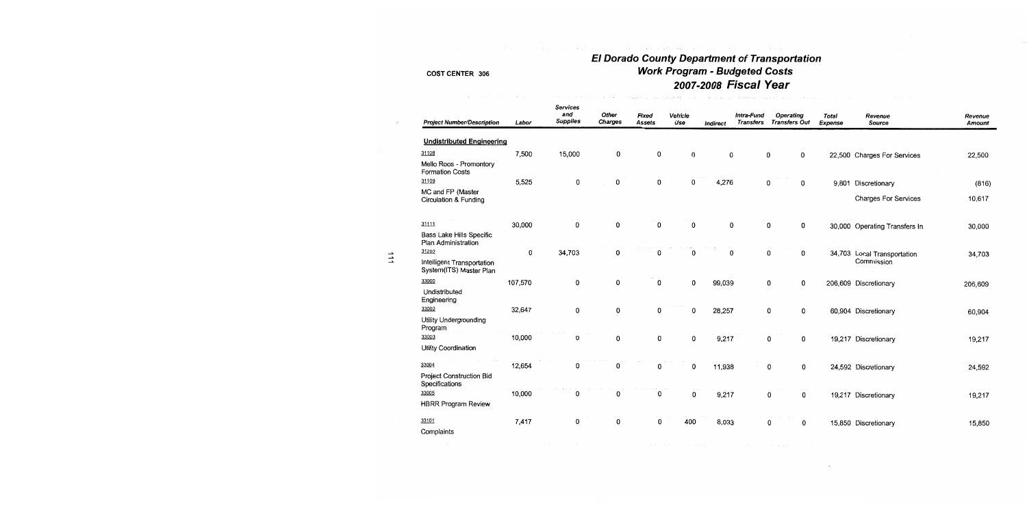# El Dorado County Department of Transportation
## Work Program - Budgeted Costs
## 2007-2008 Fiscal Year

COST CENTER 306

| Project Number/Description | Labor | Services and Supplies | Other Charges | Fixed Assets | Vehicle Use | Indirect | Intra-Fund Transfers | Operating Transfers Out | Total Expense | Revenue Source | Revenue Amount |
|---|---|---|---|---|---|---|---|---|---|---|---|
| **Undistributed Engineering** | | | | | | | | | | | |
| 31108 Mello Roos - Promontory Formation Costs | 7,500 | 15,000 | 0 | 0 | 0 | 0 | 0 | 0 | 22,500 | Charges For Services | 22,500 |
| 31109 MC and FP (Master Circulation & Funding | 5,525 | 0 | 0 | 0 | 0 | 4,276 | 0 | 0 | 9,801 | Discretionary | (816) |
| | | | | | | | | | | Charges For Services | 10,617 |
| 31111 Bass Lake Hills Specific Plan Administration | 30,000 | 0 | 0 | 0 | 0 | 0 | 0 | 0 | 30,000 | Operating Transfers In | 30,000 |
| 31202 Intelligent Transportation System(ITS) Master Plan | 0 | 34,703 | 0 | 0 | 0 | 0 | 0 | 0 | 34,703 | Local Transportation Commission | 34,703 |
| 33000 Undistributed Engineering | 107,570 | 0 | 0 | 0 | 0 | 99,039 | 0 | 0 | 206,609 | Discretionary | 206,609 |
| 33002 Utility Undergrounding Program | 32,647 | 0 | 0 | 0 | 0 | 28,257 | 0 | 0 | 60,904 | Discretionary | 60,904 |
| 33003 Utility Coordination | 10,000 | 0 | 0 | 0 | 0 | 9,217 | 0 | 0 | 19,217 | Discretionary | 19,217 |
| 33004 Project Construction Bid Specifications | 12,654 | 0 | 0 | 0 | 0 | 11,938 | 0 | 0 | 24,592 | Discretionary | 24,592 |
| 33005 HBRR Program Review | 10,000 | 0 | 0 | 0 | 0 | 9,217 | 0 | 0 | 19,217 | Discretionary | 19,217 |
| 33101 Complaints | 7,417 | 0 | 0 | 0 | 400 | 8,033 | 0 | 0 | 15,850 | Discretionary | 15,850 |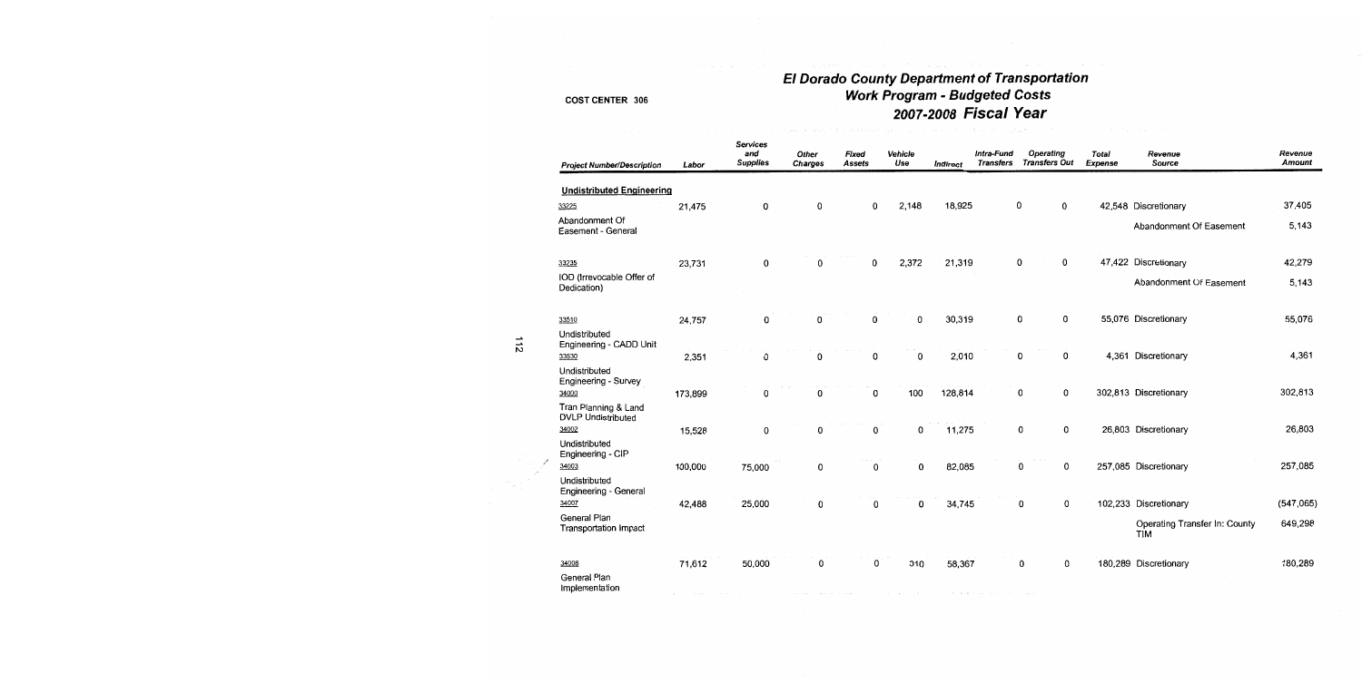# El Dorado County Department of Transportation
## Work Program - Budgeted Costs
## 2007-2008 Fiscal Year

COST CENTER 306

| Project Number/Description | Labor | Services and Supplies | Other Charges | Fixed Assets | Vehicle Use | Indirect | Intra-Fund Transfers | Operating Transfers Out | Total Expense | Revenue Source | Revenue Amount |
|---|---|---|---|---|---|---|---|---|---|---|---|
| **Undistributed Engineering** | | | | | | | | | | | |
| 33225 Abandonment Of Easement - General | 21,475 | 0 | 0 | 0 | 2,148 | 18,925 | 0 | 0 | 42,548 | Discretionary | 37,405 |
| | | | | | | | | | | Abandonment Of Easement | 5,143 |
| 33235 IOD (Irrevocable Offer of Dedication) | 23,731 | 0 | 0 | 0 | 2,372 | 21,319 | 0 | 0 | 47,422 | Discretionary | 42,279 |
| | | | | | | | | | | Abandonment Of Easement | 5,143 |
| 33510 Undistributed Engineering - CADD Unit | 24,757 | 0 | 0 | 0 | 0 | 30,319 | 0 | 0 | 55,076 | Discretionary | 55,076 |
| 33530 Undistributed Engineering - Survey | 2,351 | 0 | 0 | 0 | 0 | 2,010 | 0 | 0 | 4,361 | Discretionary | 4,361 |
| 34000 Tran Planning & Land DVLP Undistributed | 173,899 | 0 | 0 | 0 | 100 | 128,814 | 0 | 0 | 302,813 | Discretionary | 302,813 |
| 34002 Undistributed Engineering - CIP | 15,528 | 0 | 0 | 0 | 0 | 11,275 | 0 | 0 | 26,803 | Discretionary | 26,803 |
| 34003 Undistributed Engineering - General | 100,000 | 75,000 | 0 | 0 | 0 | 82,085 | 0 | 0 | 257,085 | Discretionary | 257,085 |
| 34007 General Plan Transportation Impact | 42,488 | 25,000 | 0 | 0 | 0 | 34,745 | 0 | 0 | 102,233 | Discretionary | (547,065) |
| | | | | | | | | | | Operating Transfer In: County TIM | 649,298 |
| 34008 General Plan Implementation | 71,612 | 50,000 | 0 | 0 | 310 | 58,367 | 0 | 0 | 180,289 | Discretionary | 180,289 |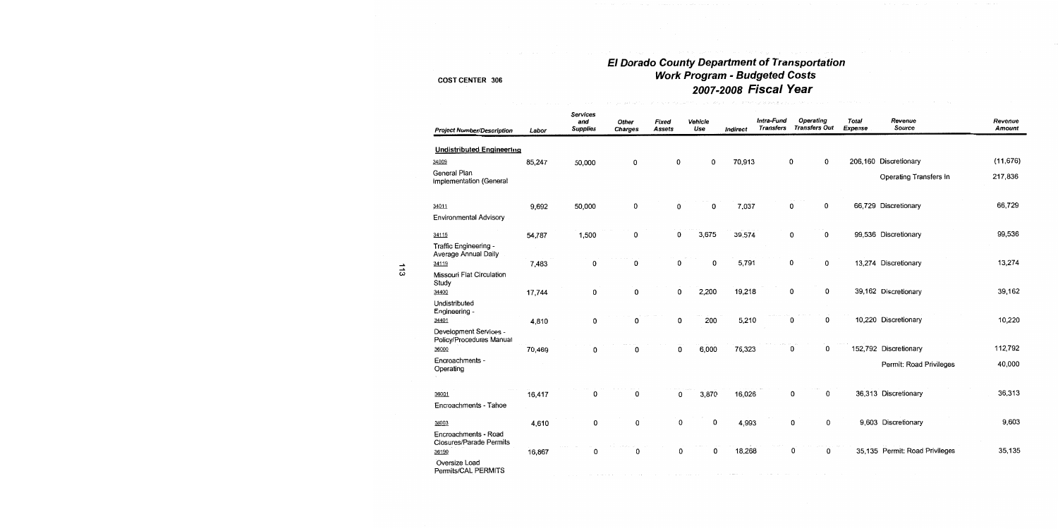# El Dorado County Department of Transportation
## Work Program - Budgeted Costs
## 2007-2008 Fiscal Year

COST CENTER 306

| Project Number/Description | Labor | Services and Supplies | Other Charges | Fixed Assets | Vehicle Use | Indirect | Intra-Fund Transfers | Operating Transfers Out | Total Expense | Revenue Source | Revenue Amount |
|---|---|---|---|---|---|---|---|---|---|---|---|
| **Undistributed Engineering** | | | | | | | | | | | |
| 34009 General Plan Implementation (General | 85,247 | 50,000 | 0 | 0 | 0 | 70,913 | 0 | 0 | 206,160 | Discretionary | (11,676) |
| | | | | | | | | | | Operating Transfers In | 217,836 |
| 34011 Environmental Advisory | 9,692 | 50,000 | 0 | 0 | 0 | 7,037 | 0 | 0 | 66,729 | Discretionary | 66,729 |
| 34115 Traffic Engineering - Average Annual Daily | 54,787 | 1,500 | 0 | 0 | 3,675 | 39,574 | 0 | 0 | 99,536 | Discretionary | 99,536 |
| 34119 Missouri Flat Circulation Study | 7,483 | 0 | 0 | 0 | 0 | 5,791 | 0 | 0 | 13,274 | Discretionary | 13,274 |
| 34400 Undistributed Engineering - | 17,744 | 0 | 0 | 0 | 2,200 | 19,218 | 0 | 0 | 39,162 | Discretionary | 39,162 |
| 34401 Development Services - Policy/Procedures Manual | 4,810 | 0 | 0 | 0 | 200 | 5,210 | 0 | 0 | 10,220 | Discretionary | 10,220 |
| 36000 Encroachments - Operating | 70,469 | 0 | 0 | 0 | 6,000 | 76,323 | 0 | 0 | 152,792 | Discretionary | 112,792 |
| | | | | | | | | | | Permit: Road Privileges | 40,000 |
| 36001 Encroachments - Tahoe | 16,417 | 0 | 0 | 0 | 3,870 | 16,026 | 0 | 0 | 36,313 | Discretionary | 36,313 |
| 36003 Encroachments - Road Closures/Parade Permits | 4,610 | 0 | 0 | 0 | 0 | 4,993 | 0 | 0 | 9,603 | Discretionary | 9,603 |
| 36190 Oversize Load Permits/CAL PERMITS | 16,867 | 0 | 0 | 0 | 0 | 18,268 | 0 | 0 | 35,135 | Permit: Road Privileges | 35,135 |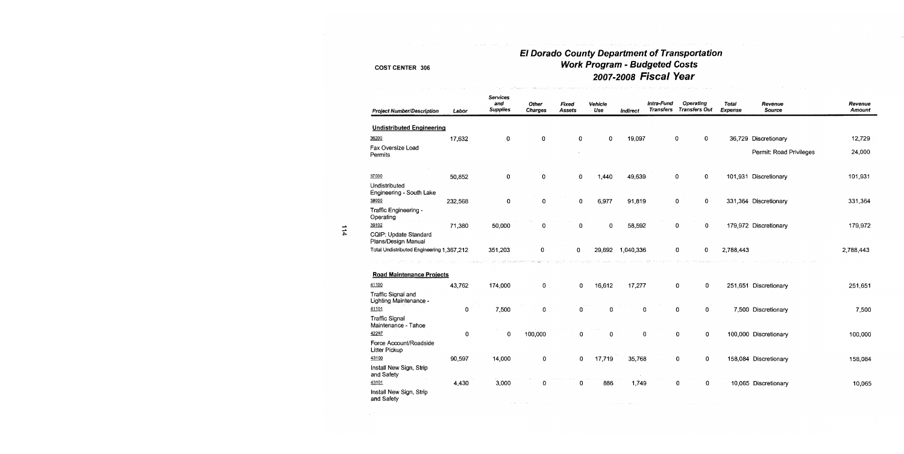COST CENTER 306

# El Dorado County Department of Transportation
## Work Program - Budgeted Costs
## 2007-2008 Fiscal Year

| Project Number/Description | Labor | Services and Supplies | Other Charges | Fixed Assets | Vehicle Use | Indirect | Intra-Fund Transfers | Operating Transfers Out | Total Expense | Revenue Source | Revenue Amount |
|---|---|---|---|---|---|---|---|---|---|---|---|
| **Undistributed Engineering** | | | | | | | | | | | |
| 36200 Fax Oversize Load Permits | 17,632 | 0 | 0 | 0 | 0 | 19,097 | 0 | 0 | 36,729 | Discretionary | 12,729 |
| | | | | | | | | | | Permit: Road Privileges | 24,000 |
| 37000 Undistributed Engineering - South Lake | 50,852 | 0 | 0 | 0 | 1,440 | 49,639 | 0 | 0 | 101,931 | Discretionary | 101,931 |
| 38000 Traffic Engineering - Operating | 232,568 | 0 | 0 | 0 | 6,977 | 91,819 | 0 | 0 | 331,364 | Discretionary | 331,364 |
| 39102 CQIP: Update Standard Plans/Design Manual | 71,380 | 50,000 | 0 | 0 | 0 | 58,592 | 0 | 0 | 179,972 | Discretionary | 179,972 |
| Total Undistributed Engineering | 1,367,212 | 351,203 | 0 | 0 | 29,692 | 1,040,336 | 0 | 0 | 2,788,443 | | 2,788,443 |
| **Road Maintenance Projects** | | | | | | | | | | | |
| 41100 Traffic Signal and Lighting Maintenance - | 43,762 | 174,000 | 0 | 0 | 16,612 | 17,277 | 0 | 0 | 251,651 | Discretionary | 251,651 |
| 41101 Traffic Signal Maintenance - Tahoe | 0 | 7,500 | 0 | 0 | 0 | 0 | 0 | 0 | 7,500 | Discretionary | 7,500 |
| 42297 Force Account/Roadside Litter Pickup | 0 | 0 | 100,000 | 0 | 0 | 0 | 0 | 0 | 100,000 | Discretionary | 100,000 |
| 43100 Install New Sign, Strip and Safety | 90,597 | 14,000 | 0 | 0 | 17,719 | 35,768 | 0 | 0 | 158,084 | Discretionary | 158,084 |
| 43101 Install New Sign, Strip and Safety | 4,430 | 3,000 | 0 | 0 | 886 | 1,749 | 0 | 0 | 10,065 | Discretionary | 10,065 |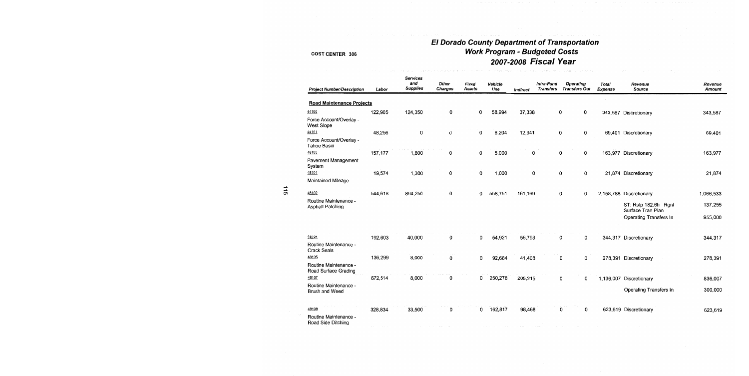# El Dorado County Department of Transportation
## Work Program - Budgeted Costs
## 2007-2008 Fiscal Year

COST CENTER 306

| Project Number/Description | Labor | Services and Supplies | Other Charges | Fixed Assets | Vehicle Use | Indirect | Intra-Fund Transfers | Operating Transfers Out | Total Expense | Revenue Source | Revenue Amount |
|---|---|---|---|---|---|---|---|---|---|---|---|
| **Road Maintenance Projects** | | | | | | | | | | | |
| 44100 Force Account/Overlay - West Slope | 122,905 | 124,350 | 0 | 0 | 58,994 | 37,338 | 0 | 0 | 343,587 | Discretionary | 343,587 |
| 44101 Force Account/Overlay - Tahoe Basin | 48,256 | 0 | 0 | 0 | 8,204 | 12,941 | 0 | 0 | 69,401 | Discretionary | 69,401 |
| 48100 Pavement Management System | 157,177 | 1,800 | 0 | 0 | 5,000 | 0 | 0 | 0 | 163,977 | Discretionary | 163,977 |
| 48101 Maintained Mileage | 19,574 | 1,300 | 0 | 0 | 1,000 | 0 | 0 | 0 | 21,874 | Discretionary | 21,874 |
| 48102 Routine Maintenance - Asphalt Patching | 544,618 | 894,250 | 0 | 0 | 558,751 | 161,169 | 0 | 0 | 2,158,788 | Discretionary | 1,066,533 |
| | | | | | | | | | | ST: Rstp 182.6h Rgnl Surface Tran Plan | 137,255 |
| | | | | | | | | | | Operating Transfers In | 955,000 |
| 48104 Routine Maintenance - Crack Seals | 192,603 | 40,000 | 0 | 0 | 54,921 | 56,793 | 0 | 0 | 344,317 | Discretionary | 344,317 |
| 48105 Routine Maintenance - Road Surface Grading | 136,299 | 8,000 | 0 | 0 | 92,684 | 41,408 | 0 | 0 | 278,391 | Discretionary | 278,391 |
| 48107 Routine Maintenance - Brush and Weed | 672,514 | 8,000 | 0 | 0 | 250,278 | 205,215 | 0 | 0 | 1,136,007 | Discretionary | 836,007 |
| | | | | | | | | | | Operating Transfers In | 300,000 |
| 48108 Routine Maintenance - Road Side Ditching | 328,834 | 33,500 | 0 | 0 | 162,817 | 98,468 | 0 | 0 | 623,619 | Discretionary | 623,619 |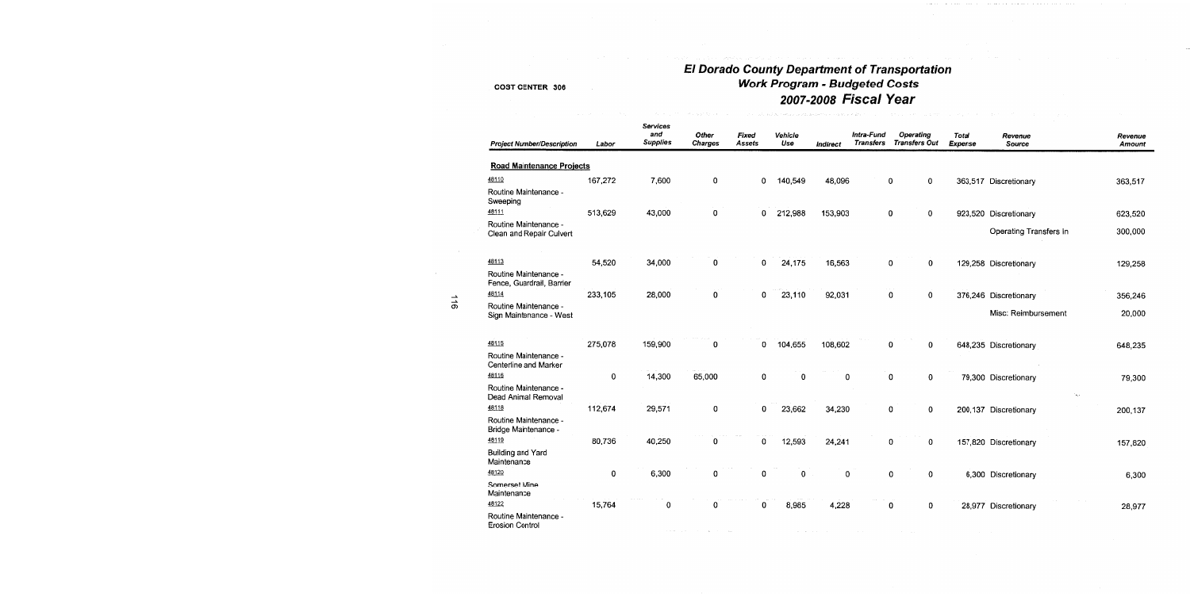COST CENTER 306

# El Dorado County Department of Transportation
## Work Program - Budgeted Costs
## 2007-2008 Fiscal Year

| Project Number/Description | Labor | Services and Supplies | Other Charges | Fixed Assets | Vehicle Use | Indirect | Intra-Fund Transfers | Operating Transfers Out | Total Expense | Revenue Source | Revenue Amount |
|---|---|---|---|---|---|---|---|---|---|---|---|
| **Road Maintenance Projects** | | | | | | | | | | | |
| 48110 Routine Maintenance - Sweeping | 167,272 | 7,600 | 0 | 0 | 140,549 | 48,096 | 0 | 0 | 363,517 | Discretionary | 363,517 |
| 48111 Routine Maintenance - Clean and Repair Culvert | 513,629 | 43,000 | 0 | 0 | 212,988 | 153,903 | 0 | 0 | 923,520 | Discretionary | 623,520 |
| | | | | | | | | | | Operating Transfers In | 300,000 |
| 48113 Routine Maintenance - Fence, Guardrail, Barrier | 54,520 | 34,000 | 0 | 0 | 24,175 | 16,563 | 0 | 0 | 129,258 | Discretionary | 129,258 |
| 48114 Routine Maintenance - Sign Maintenance - West | 233,105 | 28,000 | 0 | 0 | 23,110 | 92,031 | 0 | 0 | 376,246 | Discretionary | 356,246 |
| | | | | | | | | | | Misc. Reimbursement | 20,000 |
| 48115 Routine Maintenance - Centerline and Marker | 275,078 | 159,900 | 0 | 0 | 104,655 | 108,602 | 0 | 0 | 648,235 | Discretionary | 648,235 |
| 48116 Routine Maintenance - Dead Animal Removal | 0 | 14,300 | 65,000 | 0 | 0 | 0 | 0 | 0 | 79,300 | Discretionary | 79,300 |
| 48118 Routine Maintenance - Bridge Maintenance - | 112,674 | 29,571 | 0 | 0 | 23,662 | 34,230 | 0 | 0 | 200,137 | Discretionary | 200,137 |
| 48119 Building and Yard Maintenance | 80,736 | 40,250 | 0 | 0 | 12,593 | 24,241 | 0 | 0 | 157,820 | Discretionary | 157,820 |
| 48120 Somerset Mine Maintenance | 0 | 6,300 | 0 | 0 | 0 | 0 | 0 | 0 | 6,300 | Discretionary | 6,300 |
| 48122 Routine Maintenance - Erosion Control | 15,764 | 0 | 0 | 0 | 8,985 | 4,228 | 0 | 0 | 28,977 | Discretionary | 28,977 |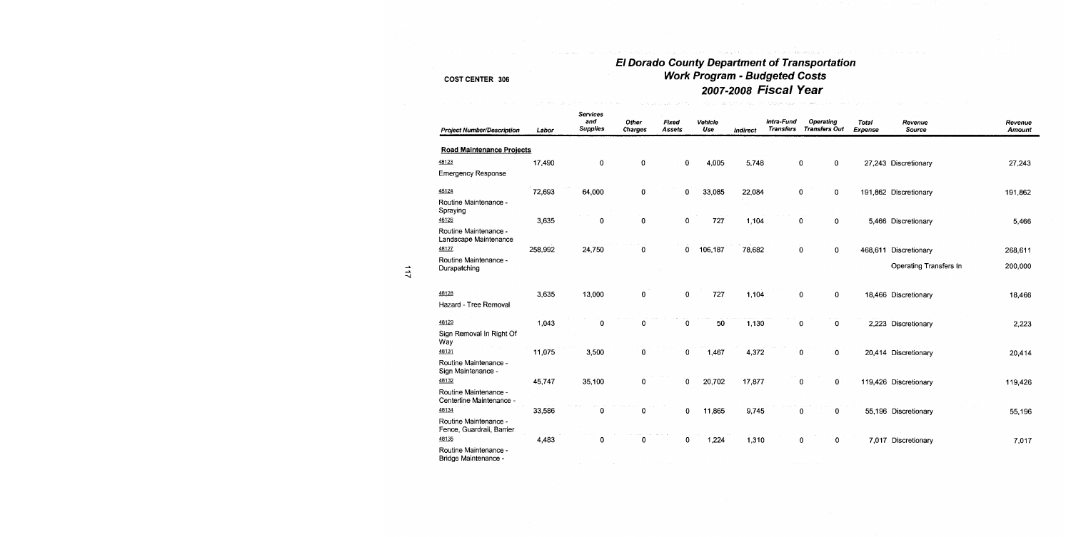COST CENTER 306

# El Dorado County Department of Transportation
## Work Program - Budgeted Costs
## 2007-2008 *Fiscal Year*

| Project Number/Description | Labor | Services and Supplies | Other Charges | Fixed Assets | Vehicle Use | Indirect | Intra-Fund Transfers | Operating Transfers Out | Total Expense | Revenue Source | Revenue Amount |
|---|---|---|---|---|---|---|---|---|---|---|---|
| **Road Maintenance Projects** | | | | | | | | | | | |
| 48123 Emergency Response | 17,490 | 0 | 0 | 0 | 4,005 | 5,748 | 0 | 0 | 27,243 | Discretionary | 27,243 |
| 48124 Routine Maintenance - Spraying | 72,693 | 64,000 | 0 | 0 | 33,085 | 22,084 | 0 | 0 | 191,862 | Discretionary | 191,862 |
| 48126 Routine Maintenance - Landscape Maintenance | 3,635 | 0 | 0 | 0 | 727 | 1,104 | 0 | 0 | 5,466 | Discretionary | 5,466 |
| 48127 Routine Maintenance - Durapatching | 258,992 | 24,750 | 0 | 0 | 106,187 | 78,682 | 0 | 0 | 468,611 | Discretionary | 268,611 |
| | | | | | | | | | | Operating Transfers In | 200,000 |
| 48128 Hazard - Tree Removal | 3,635 | 13,000 | 0 | 0 | 727 | 1,104 | 0 | 0 | 18,466 | Discretionary | 18,466 |
| 48129 Sign Removal In Right Of Way | 1,043 | 0 | 0 | 0 | 50 | 1,130 | 0 | 0 | 2,223 | Discretionary | 2,223 |
| 48131 Routine Maintenance - Sign Maintenance - | 11,075 | 3,500 | 0 | 0 | 1,467 | 4,372 | 0 | 0 | 20,414 | Discretionary | 20,414 |
| 48132 Routine Maintenance - Centerline Maintenance - | 45,747 | 35,100 | 0 | 0 | 20,702 | 17,877 | 0 | 0 | 119,426 | Discretionary | 119,426 |
| 48134 Routine Maintenance - Fence, Guardrail, Barrier | 33,586 | 0 | 0 | 0 | 11,865 | 9,745 | 0 | 0 | 55,196 | Discretionary | 55,196 |
| 48135 Routine Maintenance - Bridge Maintenance - | 4,483 | 0 | 0 | 0 | 1,224 | 1,310 | 0 | 0 | 7,017 | Discretionary | 7,017 |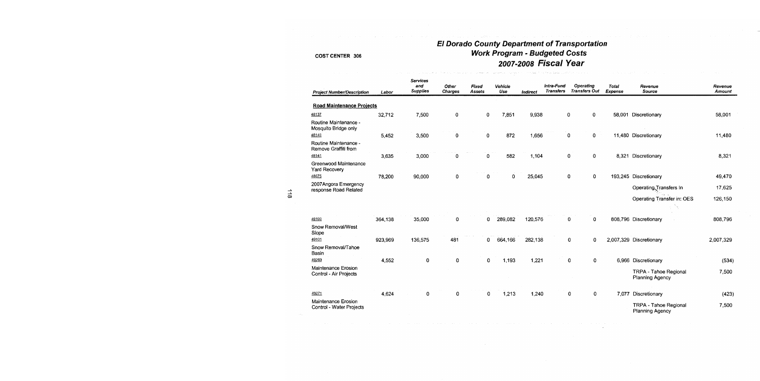COST CENTER 306

# El Dorado County Department of Transportation
## Work Program - Budgeted Costs
## 2007-2008 *Fiscal Year*

| Project Number/Description | Labor | Services and Supplies | Other Charges | Fixed Assets | Vehicle Use | Indirect | Intra-Fund Transfers | Operating Transfers Out | Total Expense | Revenue Source | Revenue Amount |
|---|---|---|---|---|---|---|---|---|---|---|---|
| **Road Maintenance Projects** | | | | | | | | | | | |
| 48137 Routine Maintenance - Mosquito Bridge only | 32,712 | 7,500 | 0 | 0 | 7,851 | 9,938 | 0 | 0 | 58,001 | Discretionary | 58,001 |
| 48140 Routine Maintenance - Remove Graffiti from | 5,452 | 3,500 | 0 | 0 | 872 | 1,656 | 0 | 0 | 11,480 | Discretionary | 11,480 |
| 48141 Greenwood Maintenance Yard Recovery | 3,635 | 3,000 | 0 | 0 | 582 | 1,104 | 0 | 0 | 8,321 | Discretionary | 8,321 |
| 48675 2007Angora Emergency response Road Related | 78,200 | 90,000 | 0 | 0 | 0 | 25,045 | 0 | 0 | 193,245 | Discretionary | 49,470 |
| | | | | | | | | | | Operating Transfers In | 17,625 |
| | | | | | | | | | | Operating Transfer in: OES | 126,150 |
| 49100 Snow Removal/West Slope | 364,138 | 35,000 | 0 | 0 | 289,082 | 120,576 | 0 | 0 | 808,796 | Discretionary | 808,796 |
| 49101 Snow Removal/Tahoe Basin | 923,969 | 136,575 | 481 | 0 | 664,166 | 282,138 | 0 | 0 | 2,007,329 | Discretionary | 2,007,329 |
| 49269 Maintenance Erosion Control - Air Projects | 4,552 | 0 | 0 | 0 | 1,193 | 1,221 | 0 | 0 | 6,966 | Discretionary | (534) |
| | | | | | | | | | | TRPA - Tahoe Regional Planning Agency | 7,500 |
| 49271 Maintenance Erosion Control - Water Projects | 4,624 | 0 | 0 | 0 | 1,213 | 1,240 | 0 | 0 | 7,077 | Discretionary | (423) |
| | | | | | | | | | | TRPA - Tahoe Regional Planning Agency | 7,500 |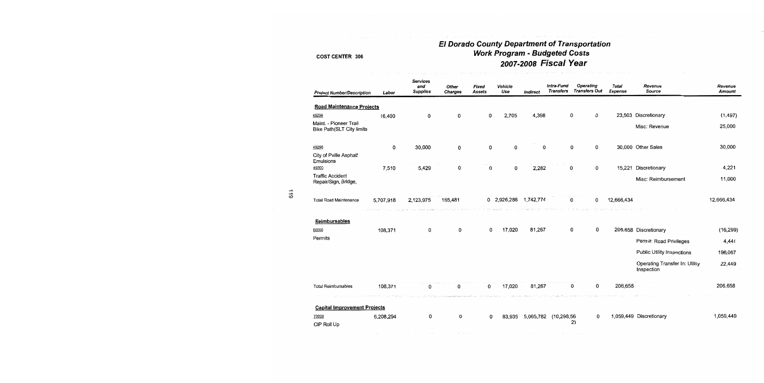# El Dorado County Department of Transportation
## Work Program - Budgeted Costs
## 2007-2008 Fiscal Year

COST CENTER 306

| Project Number/Description | Labor | Services and Supplies | Other Charges | Fixed Assets | Vehicle Use | Indirect | Intra-Fund Transfers | Operating Transfers Out | Total Expense | Revenue Source | Revenue Amount |
|---|---|---|---|---|---|---|---|---|---|---|---|
| **Road Maintenance Projects** | | | | | | | | | | | |
| 49294 | 16,400 | 0 | 0 | 0 | 2,705 | 4,398 | 0 | 0 | 23,503 | Discretionary | (1,497) |
| Maint. - Pioneer Trail Bike Path(SLT City limits | | | | | | | | | | Misc: Revenue | 25,000 |
| 49296 | 0 | 30,000 | 0 | 0 | 0 | 0 | 0 | 0 | 30,000 | Other Sales | 30,000 |
| City of Pville Asphalt Emulsions | | | | | | | | | | | |
| 49300 | 7,510 | 5,429 | 0 | 0 | 0 | 2,282 | 0 | 0 | 15,221 | Discretionary | 4,221 |
| Traffic Accident Repair/Sign, Bridge, | | | | | | | | | | Misc: Reimbursement | 11,000 |
| Total Road Maintenance | 5,707,918 | 2,123,975 | 165,481 | 0 | 2,926,286 | 1,742,774 | 0 | 0 | 12,666,434 | | 12,666,434 |
| **Reimbursables** | | | | | | | | | | | |
| 60000 | 108,371 | 0 | 0 | 0 | 17,020 | 81,267 | 0 | 0 | 206,658 | Discretionary | (16,299) |
| Permits | | | | | | | | | | Permit: Road Privileges | 4,441 |
| | | | | | | | | | | Public Utility Inspections | 196,067 |
| | | | | | | | | | | Operating Transfer In: Utility Inspection | 22,449 |
| Total Reimbursables | 108,371 | 0 | 0 | 0 | 17,020 | 81,267 | 0 | 0 | 206,658 | | 206,658 |
| **Capital Improvement Projects** | | | | | | | | | | | |
| 70000 | 6,208,294 | 0 | 0 | 0 | 83,935 | 5,065,782 | (10,298,562) | 0 | 1,059,449 | Discretionary | 1,059,449 |
| CIP Roll Up | | | | | | | | | | | |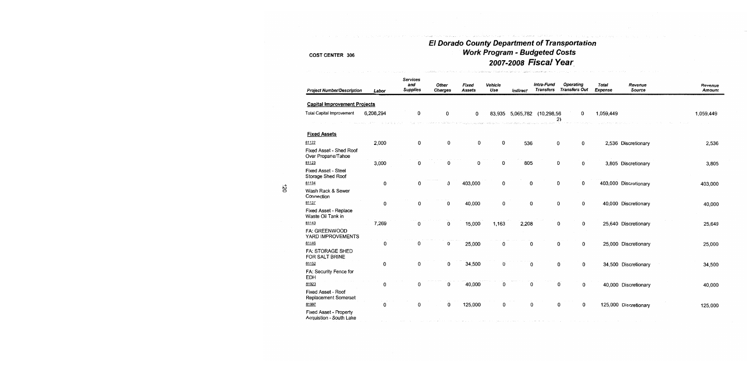# El Dorado County Department of Transportation

## Work Program - Budgeted Costs

## 2007-2008 Fiscal Year

COST CENTER 306

| Project Number/Description | Labor | Services and Supplies | Other Charges | Fixed Assets | Vehicle Use | Indirect | Intra-Fund Transfers | Operating Transfers Out | Total Expense | Revenue Source | Revenue Amount |
|---|---|---|---|---|---|---|---|---|---|---|---|
| **Capital Improvement Projects** | | | | | | | | | | | |
| Total Capital Improvement | 6,208,294 | 0 | 0 | 0 | 83,935 | 5,065,782 | (10,298,562) | 0 | 1,059,449 | | 1,059,449 |
| **Fixed Assets** | | | | | | | | | | | |
| 81122 Fixed Asset - Shed Roof Over Propane/Tahoe | 2,000 | 0 | 0 | 0 | 0 | 536 | 0 | 0 | 2,536 | Discretionary | 2,536 |
| 81123 Fixed Asset - Steel Storage Shed Roof | 3,000 | 0 | 0 | 0 | 0 | 805 | 0 | 0 | 3,805 | Discretionary | 3,805 |
| 81134 Wash Rack & Sewer Connection | 0 | 0 | 0 | 403,000 | 0 | 0 | 0 | 0 | 403,000 | Discretionary | 403,000 |
| 81137 Fixed Asset - Replace Waste Oil Tank in | 0 | 0 | 0 | 40,000 | 0 | 0 | 0 | 0 | 40,000 | Discretionary | 40,000 |
| 81143 FA: GREENWOOD YARD IMPROVEMENTS | 7,269 | 0 | 0 | 15,000 | 1,163 | 2,208 | 0 | 0 | 25,640 | Discretionary | 25,640 |
| 81146 FA: STORAGE SHED FOR SALT BRINE | 0 | 0 | 0 | 25,000 | 0 | 0 | 0 | 0 | 25,000 | Discretionary | 25,000 |
| 81152 FA: Security Fence for EDH | 0 | 0 | 0 | 34,500 | 0 | 0 | 0 | 0 | 34,500 | Discretionary | 34,500 |
| 81923 Fixed Asset - Roof Replacement Somerset | 0 | 0 | 0 | 40,000 | 0 | 0 | 0 | 0 | 40,000 | Discretionary | 40,000 |
| 81997 Fixed Asset - Property Acquistion - South Lake | 0 | 0 | 0 | 125,000 | 0 | 0 | 0 | 0 | 125,000 | Discretionary | 125,000 |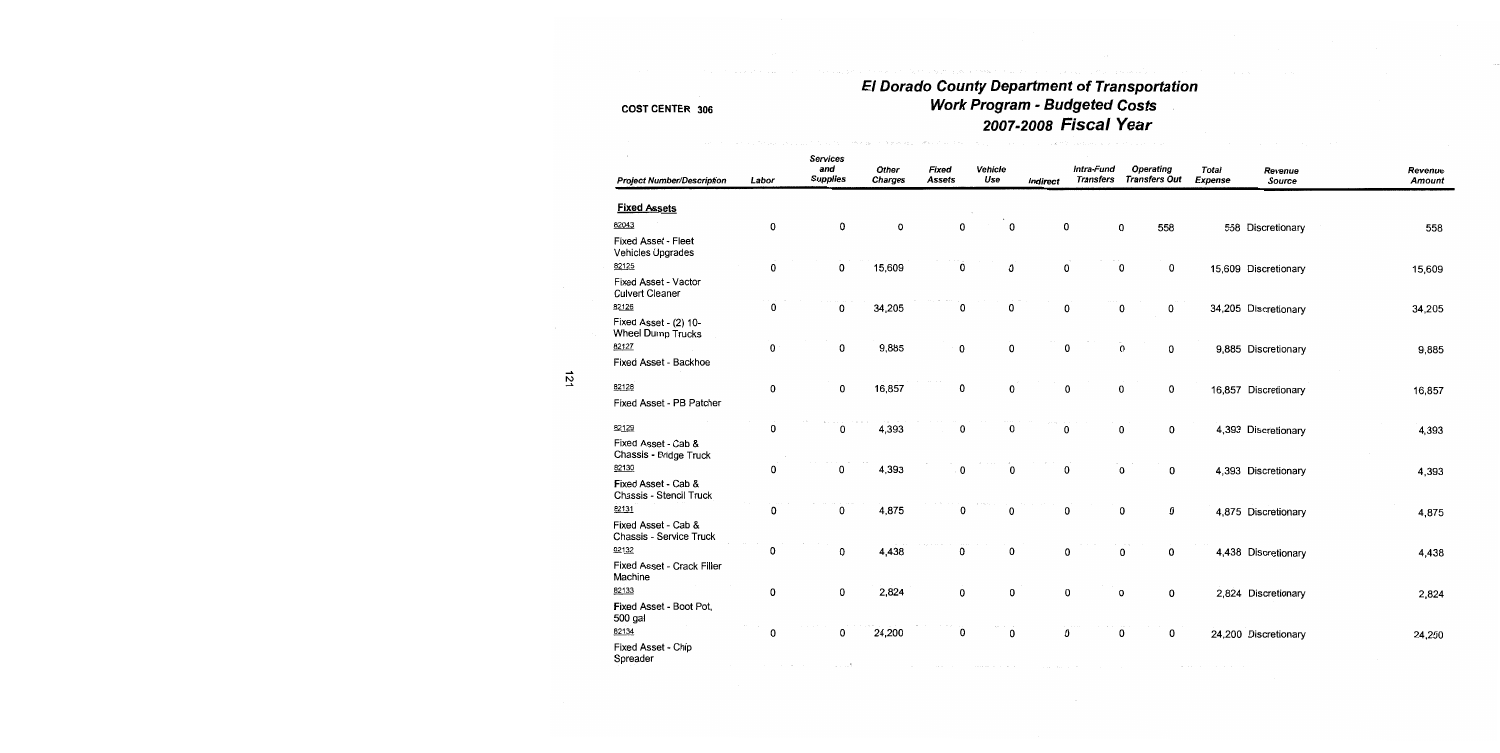# El Dorado County Department of Transportation

## Work Program - Budgeted Costs

## 2007-2008 Fiscal Year

COST CENTER 306

| Project Number/Description | Labor | Services and Supplies | Other Charges | Fixed Assets | Vehicle Use | Indirect | Intra-Fund Transfers | Operating Transfers Out | Total Expense | Revenue Source | Revenue Amount |
|---|---|---|---|---|---|---|---|---|---|---|---|
| **Fixed Assets** | | | | | | | | | | | |
| 82043 Fixed Asset - Fleet Vehicles Upgrades | 0 | 0 | 0 | 0 | 0 | 0 | 0 | 558 | 558 | Discretionary | 558 |
| 82125 Fixed Asset - Vactor Culvert Cleaner | 0 | 0 | 15,609 | 0 | 0 | 0 | 0 | 0 | 15,609 | Discretionary | 15,609 |
| 82126 Fixed Asset - (2) 10-Wheel Dump Trucks | 0 | 0 | 34,205 | 0 | 0 | 0 | 0 | 0 | 34,205 | Discretionary | 34,205 |
| 82127 Fixed Asset - Backhoe | 0 | 0 | 9,885 | 0 | 0 | 0 | 0 | 0 | 9,885 | Discretionary | 9,885 |
| 82128 Fixed Asset - PB Patcher | 0 | 0 | 16,857 | 0 | 0 | 0 | 0 | 0 | 16,857 | Discretionary | 16,857 |
| 82129 Fixed Asset - Cab & Chassis - Bridge Truck | 0 | 0 | 4,393 | 0 | 0 | 0 | 0 | 0 | 4,393 | Discretionary | 4,393 |
| 82130 Fixed Asset - Cab & Chassis - Stencil Truck | 0 | 0 | 4,393 | 0 | 0 | 0 | 0 | 0 | 4,393 | Discretionary | 4,393 |
| 82131 Fixed Asset - Cab & Chassis - Service Truck | 0 | 0 | 4,875 | 0 | 0 | 0 | 0 | 0 | 4,875 | Discretionary | 4,875 |
| 82132 Fixed Asset - Crack Filler Machine | 0 | 0 | 4,438 | 0 | 0 | 0 | 0 | 0 | 4,438 | Discretionary | 4,438 |
| 82133 Fixed Asset - Boot Pot, 500 gal | 0 | 0 | 2,824 | 0 | 0 | 0 | 0 | 0 | 2,824 | Discretionary | 2,824 |
| 82134 Fixed Asset - Chip Spreader | 0 | 0 | 24,200 | 0 | 0 | 0 | 0 | 0 | 24,200 | Discretionary | 24,250 |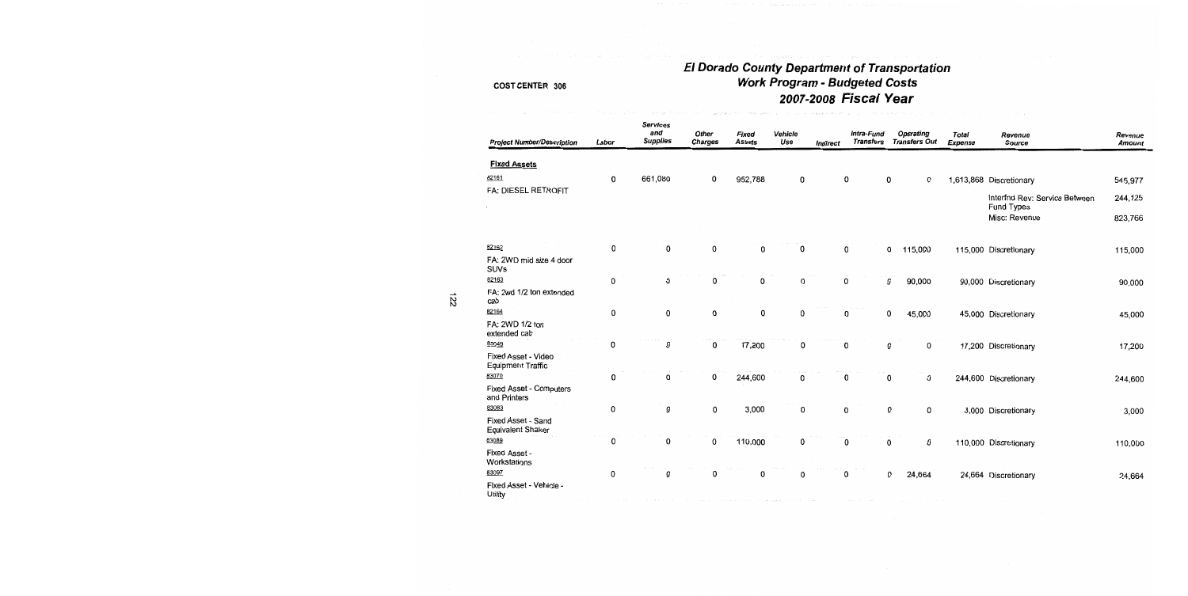COST CENTER 306

# El Dorado County Department of Transportation
## Work Program - Budgeted Costs
## 2007-2008 Fiscal Year

| Project Number/Description | Labor | Services and Supplies | Other Charges | Fixed Assets | Vehicle Use | Indirect | Intra-Fund Transfers | Operating Transfers Out | Total Expense | Revenue Source | Revenue Amount |
|---|---|---|---|---|---|---|---|---|---|---|---|
| **Fixed Assets** | | | | | | | | | | | |
| 82161<br>FA: DIESEL RETROFIT | 0 | 661,080 | 0 | 952,788 | 0 | 0 | 0 | 0 | 1,613,868 | Discretionary | 545,977 |
| | | | | | | | | | | Interfnd Rev: Service Between Fund Types | 244,125 |
| | | | | | | | | | | Misc: Revenue | 823,766 |
| 82162<br>FA: 2WD mid size 4 door SUVs | 0 | 0 | 0 | 0 | 0 | 0 | 0 | 115,000 | 115,000 | Discretionary | 115,000 |
| 82163<br>FA: 2wd 1/2 ton extended cab | 0 | 0 | 0 | 0 | 0 | 0 | 0 | 90,000 | 90,000 | Discretionary | 90,000 |
| 82164<br>FA: 2WD 1/2 ton extended cab | 0 | 0 | 0 | 0 | 0 | 0 | 0 | 45,000 | 45,000 | Discretionary | 45,000 |
| 83049<br>Fixed Asset - Video Equipment Traffic | 0 | 0 | 0 | 17,200 | 0 | 0 | 0 | 0 | 17,200 | Discretionary | 17,200 |
| 83070<br>Fixed Asset - Computers and Printers | 0 | 0 | 0 | 244,600 | 0 | 0 | 0 | 0 | 244,600 | Discretionary | 244,600 |
| 83083<br>Fixed Asset - Sand Equivalent Shaker | 0 | 0 | 0 | 3,000 | 0 | 0 | 0 | 0 | 3,000 | Discretionary | 3,000 |
| 83089<br>Fixed Asset - Workstations | 0 | 0 | 0 | 110,000 | 0 | 0 | 0 | 0 | 110,000 | Discretionary | 110,000 |
| 83097<br>Fixed Asset - Vehicle - Utility | 0 | 0 | 0 | 0 | 0 | 0 | 0 | 24,664 | 24,664 | Discretionary | 24,664 |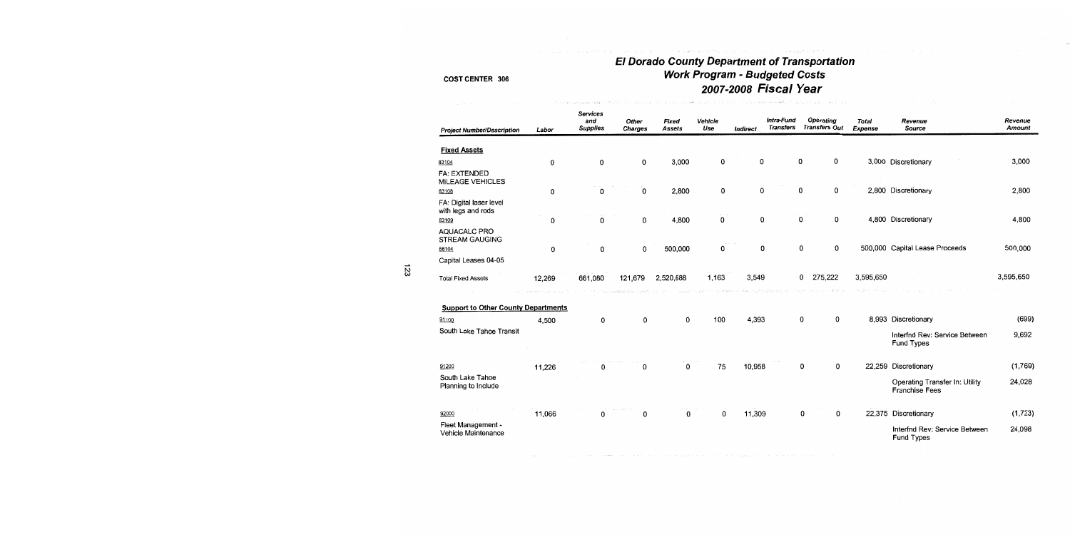# El Dorado County Department of Transportation

## Work Program - Budgeted Costs

## 2007-2008 Fiscal Year

COST CENTER 306

| Project Number/Description | Labor | Services and Supplies | Other Charges | Fixed Assets | Vehicle Use | Indirect | Intra-Fund Transfers | Operating Transfers Out | Total Expense | Revenue Source | Revenue Amount |
|---|---|---|---|---|---|---|---|---|---|---|---|
| **Fixed Assets** | | | | | | | | | | | |
| 83104 FA: EXTENDED MILEAGE VEHICLES | 0 | 0 | 0 | 3,000 | 0 | 0 | 0 | 0 | 3,000 | Discretionary | 3,000 |
| 83108 FA: Digital laser level with legs and rods | 0 | 0 | 0 | 2,800 | 0 | 0 | 0 | 0 | 2,800 | Discretionary | 2,800 |
| 83109 AQUACALC PRO STREAM GAUGING | 0 | 0 | 0 | 4,800 | 0 | 0 | 0 | 0 | 4,800 | Discretionary | 4,800 |
| 88104 Capital Leases 04-05 | 0 | 0 | 0 | 500,000 | 0 | 0 | 0 | 0 | 500,000 | Capital Lease Proceeds | 500,000 |
| Total Fixed Assets | 12,269 | 661,080 | 121,679 | 2,520,688 | 1,163 | 3,549 | 0 | 275,222 | 3,595,650 | | 3,595,650 |
| **Support to Other County Departments** | | | | | | | | | | | |
| 91100 South Lake Tahoe Transit | 4,500 | 0 | 0 | 0 | 100 | 4,393 | 0 | 0 | 8,993 | Discretionary | (699) |
| | | | | | | | | | | Interfnd Rev: Service Between Fund Types | 9,692 |
| 91200 South Lake Tahoe Planning to Include | 11,226 | 0 | 0 | 0 | 75 | 10,958 | 0 | 0 | 22,259 | Discretionary | (1,769) |
| | | | | | | | | | | Operating Transfer In: Utility Franchise Fees | 24,028 |
| 92000 Fleet Management - Vehicle Maintenance | 11,066 | 0 | 0 | 0 | 0 | 11,309 | 0 | 0 | 22,375 | Discretionary | (1,723) |
| | | | | | | | | | | Interfnd Rev: Service Between Fund Types | 24,098 |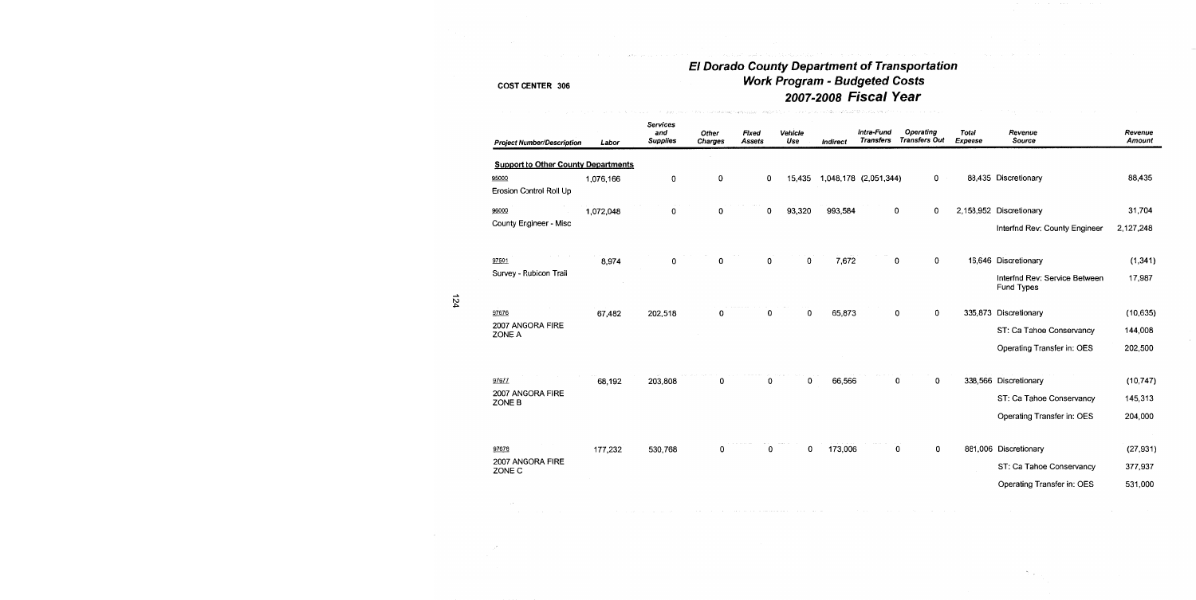COST CENTER 306

# El Dorado County Department of Transportation
## Work Program - Budgeted Costs
## 2007-2008 Fiscal Year

| Project Number/Description | Labor | Services and Supplies | Other Charges | Fixed Assets | Vehicle Use | Indirect | Intra-Fund Transfers | Operating Transfers Out | Total Expense | Revenue Source | Revenue Amount |
|---|---|---|---|---|---|---|---|---|---|---|---|
| **Support to Other County Departments** | | | | | | | | | | | |
| 95000<br>Erosion Control Roll Up | 1,076,166 | 0 | 0 | 0 | 15,435 | 1,048,178 | (2,051,344) | 0 | 88,435 | Discretionary | 88,435 |
| 96000<br>County Engineer - Misc | 1,072,048 | 0 | 0 | 0 | 93,320 | 993,584 | 0 | 0 | 2,158,952 | Discretionary | 31,704 |
| | | | | | | | | | | Interfnd Rev: County Engineer | 2,127,248 |
| 97501<br>Survey - Rubicon Trail | 8,974 | 0 | 0 | 0 | 0 | 7,672 | 0 | 0 | 16,646 | Discretionary | (1,341) |
| | | | | | | | | | | Interfnd Rev: Service Between Fund Types | 17,987 |
| 97676<br>2007 ANGORA FIRE ZONE A | 67,482 | 202,518 | 0 | 0 | 0 | 65,873 | 0 | 0 | 335,873 | Discretionary | (10,635) |
| | | | | | | | | | | ST: Ca Tahoe Conservancy | 144,008 |
| | | | | | | | | | | Operating Transfer in: OES | 202,500 |
| 97677<br>2007 ANGORA FIRE ZONE B | 68,192 | 203,808 | 0 | 0 | 0 | 66,566 | 0 | 0 | 338,566 | Discretionary | (10,747) |
| | | | | | | | | | | ST: Ca Tahoe Conservancy | 145,313 |
| | | | | | | | | | | Operating Transfer in: OES | 204,000 |
| 97678<br>2007 ANGORA FIRE ZONE C | 177,232 | 530,768 | 0 | 0 | 0 | 173,006 | 0 | 0 | 881,006 | Discretionary | (27,931) |
| | | | | | | | | | | ST: Ca Tahoe Conservancy | 377,937 |
| | | | | | | | | | | Operating Transfer in: OES | 531,000 |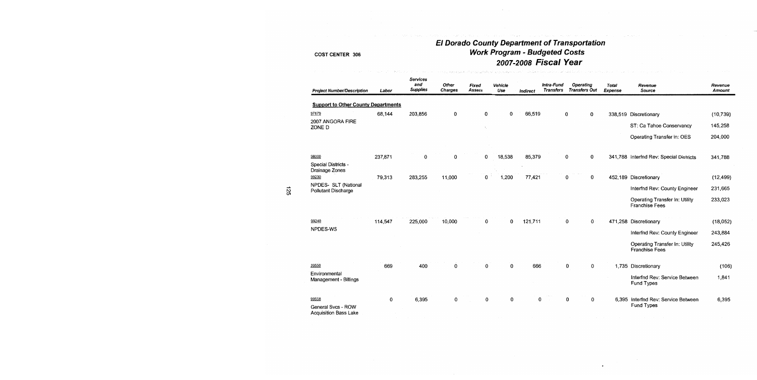COST CENTER 306

# El Dorado County Department of Transportation
## Work Program - Budgeted Costs
## 2007-2008 Fiscal Year

| Project Number/Description | Labor | Services and Supplies | Other Charges | Fixed Assets | Vehicle Use | Indirect | Intra-Fund Transfers | Operating Transfers Out | Total Expense | Revenue Source | Revenue Amount |
|---|---|---|---|---|---|---|---|---|---|---|---|
| **Support to Other County Departments** | | | | | | | | | | | |
| 97679 | 68,144 | 203,856 | 0 | 0 | 0 | 66,519 | 0 | 0 | 338,519 | Discretionary | (10,739) |
| 2007 ANGORA FIRE ZONE D | | | | | | | | | | ST: Ca Tahoe Conservancy | 145,258 |
| | | | | | | | | | | Operating Transfer In: OES | 204,000 |
| 98000 | 237,871 | 0 | 0 | 0 | 18,538 | 85,379 | 0 | 0 | 341,788 | Interfnd Rev: Special Districts | 341,788 |
| Special Districts - Drainage Zones | | | | | | | | | | | |
| 99230 | 79,313 | 283,255 | 11,000 | 0 | 1,200 | 77,421 | 0 | 0 | 452,189 | Discretionary | (12,499) |
| NPDES- SLT (National Pollutant Discharge | | | | | | | | | | Interfnd Rev: County Engineer | 231,665 |
| | | | | | | | | | | Operating Transfer In: Utility Franchise Fees | 233,023 |
| 99240 | 114,547 | 225,000 | 10,000 | 0 | 0 | 121,711 | 0 | 0 | 471,258 | Discretionary | (18,052) |
| NPDES-WS | | | | | | | | | | Interfnd Rev: County Engineer | 243,884 |
| | | | | | | | | | | Operating Transfer In: Utility Franchise Fees | 245,426 |
| 99550 | 669 | 400 | 0 | 0 | 0 | 666 | 0 | 0 | 1,735 | Discretionary | (106) |
| Environmental Management - Billings | | | | | | | | | | Interfnd Rev: Service Between Fund Types | 1,841 |
| 99558 | 0 | 6,395 | 0 | 0 | 0 | 0 | 0 | 0 | 6,395 | Interfnd Rev: Service Between Fund Types | 6,395 |
| General Svcs - ROW Acquisition Bass Lake | | | | | | | | | | | |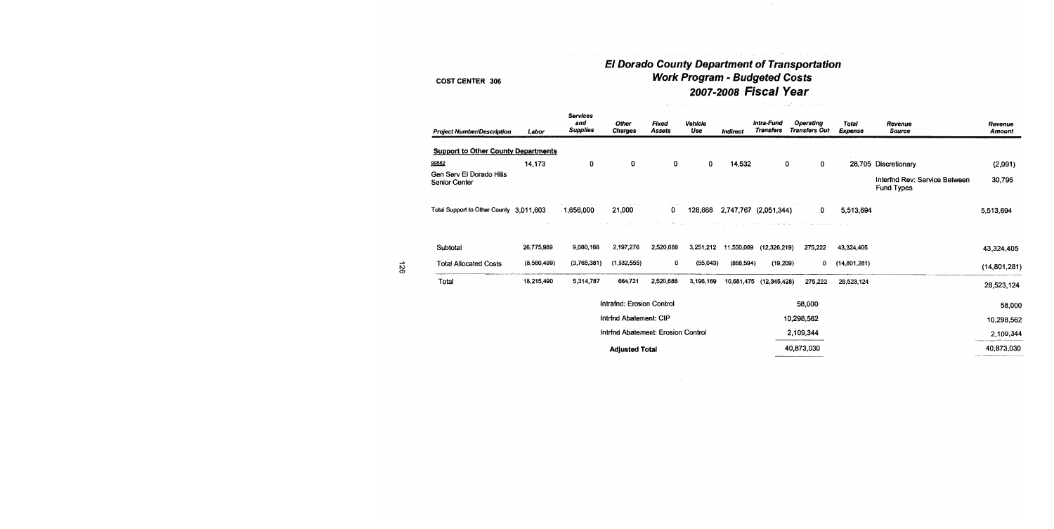COST CENTER 306

# El Dorado County Department of Transportation
## Work Program - Budgeted Costs
## 2007-2008 Fiscal Year

| Project Number/Description | Labor | Services and Supplies | Other Charges | Fixed Assets | Vehicle Use | Indirect | Intra-Fund Transfers | Operating Transfers Out | Total Expense | Revenue Source | Revenue Amount |
|---|---|---|---|---|---|---|---|---|---|---|---|
| **Support to Other County Departments** | | | | | | | | | | | |
| 99582 | 14,173 | 0 | 0 | 0 | 0 | 14,532 | 0 | 0 | 28,705 | Discretionary | (2,091) |
| Gen Serv El Dorado Hills Senior Center | | | | | | | | | | Interfnd Rev: Service Between Fund Types | 30,796 |
| Total Support to Other County | 3,011,603 | 1,656,000 | 21,000 | 0 | 128,668 | 2,747,767 | (2,051,344) | 0 | 5,513,694 | | 5,513,694 |
| Subtotal | 26,775,989 | 9,080,168 | 2,197,276 | 2,520,688 | 3,251,212 | 11,550,069 | (12,326,219) | 275,222 | 43,324,405 | | 43,324,405 |
| Total Allocated Costs | (8,560,499) | (3,765,381) | (1,532,555) | 0 | (55,043) | (868,594) | (19,209) | 0 | (14,801,281) | | (14,801,281) |
| Total | 18,215,490 | 5,314,787 | 664,721 | 2,520,688 | 3,196,169 | 10,681,475 | (12,345,428) | 275,222 | 28,523,124 | | 28,523,124 |

| | | |
|---|---|---|
| Intrafnd: Erosion Control | 58,000 | 58,000 |
| Intrfnd Abatement: CIP | 10,298,562 | 10,298,562 |
| Intrfnd Abatement: Erosion Control | 2,109,344 | 2,109,344 |
| **Adjusted Total** | 40,873,030 | 40,873,030 |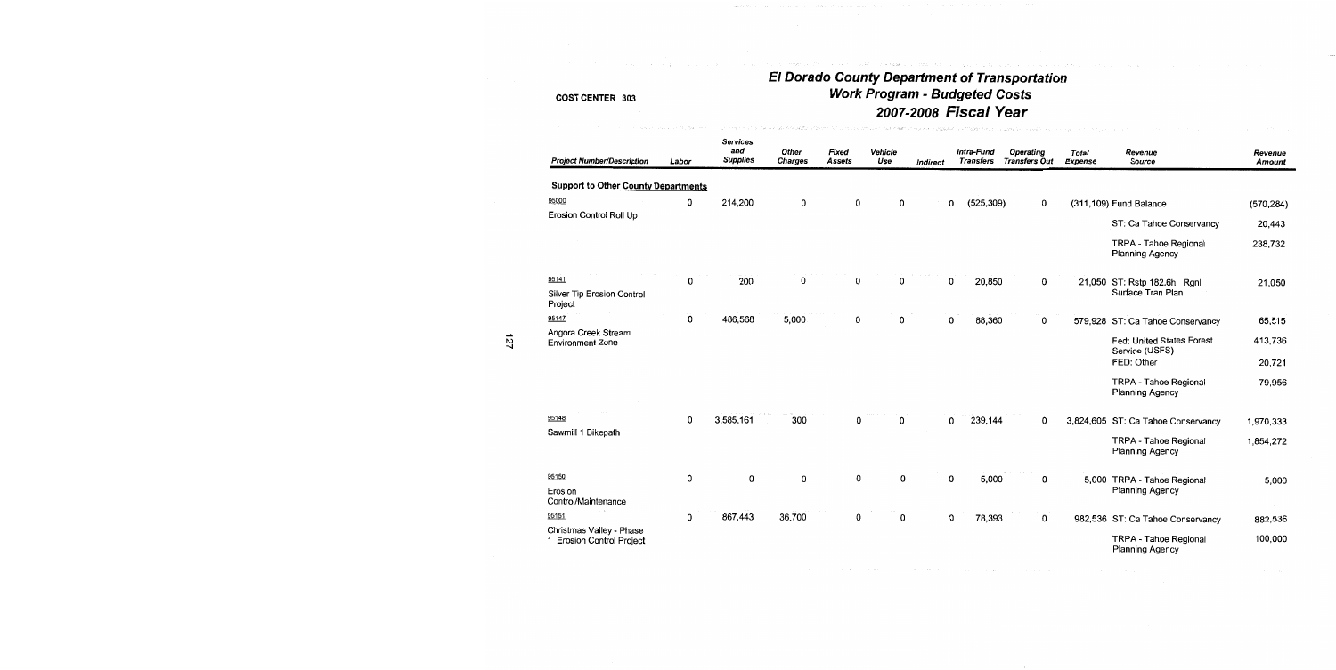COST CENTER 303

# El Dorado County Department of Transportation
## Work Program - Budgeted Costs
## 2007-2008 Fiscal Year

| Project Number/Description | Labor | Services and Supplies | Other Charges | Fixed Assets | Vehicle Use | Indirect | Intra-Fund Transfers | Operating Transfers Out | Total Expense | Revenue Source | Revenue Amount |
|---|---|---|---|---|---|---|---|---|---|---|---|
| **Support to Other County Departments** | | | | | | | | | | | |
| 95000 | 0 | 214,200 | 0 | 0 | 0 | 0 | (525,309) | 0 | (311,109) | Fund Balance | (570,284) |
| Erosion Control Roll Up | | | | | | | | | | ST: Ca Tahoe Conservancy | 20,443 |
| | | | | | | | | | | TRPA - Tahoe Regional Planning Agency | 238,732 |
| 95141 | 0 | 200 | 0 | 0 | 0 | 0 | 20,850 | 0 | 21,050 | ST: Rstp 182.6h Rgnl Surface Tran Plan | 21,050 |
| Silver Tip Erosion Control Project | | | | | | | | | | | |
| 95147 | 0 | 486,568 | 5,000 | 0 | 0 | 0 | 88,360 | 0 | 579,928 | ST: Ca Tahoe Conservancy | 65,515 |
| Angora Creek Stream Environment Zone | | | | | | | | | | Fed: United States Forest Service (USFS) | 413,736 |
| | | | | | | | | | | FED: Other | 20,721 |
| | | | | | | | | | | TRPA - Tahoe Regional Planning Agency | 79,956 |
| 95148 | 0 | 3,585,161 | 300 | 0 | 0 | 0 | 239,144 | 0 | 3,824,605 | ST: Ca Tahoe Conservancy | 1,970,333 |
| Sawmill 1 Bikepath | | | | | | | | | | TRPA - Tahoe Regional Planning Agency | 1,854,272 |
| 95150 | 0 | 0 | 0 | 0 | 0 | 0 | 5,000 | 0 | 5,000 | TRPA - Tahoe Regional Planning Agency | 5,000 |
| Erosion Control/Maintenance | | | | | | | | | | | |
| 95151 | 0 | 867,443 | 36,700 | 0 | 0 | 0 | 78,393 | 0 | 982,536 | ST: Ca Tahoe Conservancy | 882,536 |
| Christmas Valley - Phase 1 Erosion Control Project | | | | | | | | | | TRPA - Tahoe Regional Planning Agency | 100,000 |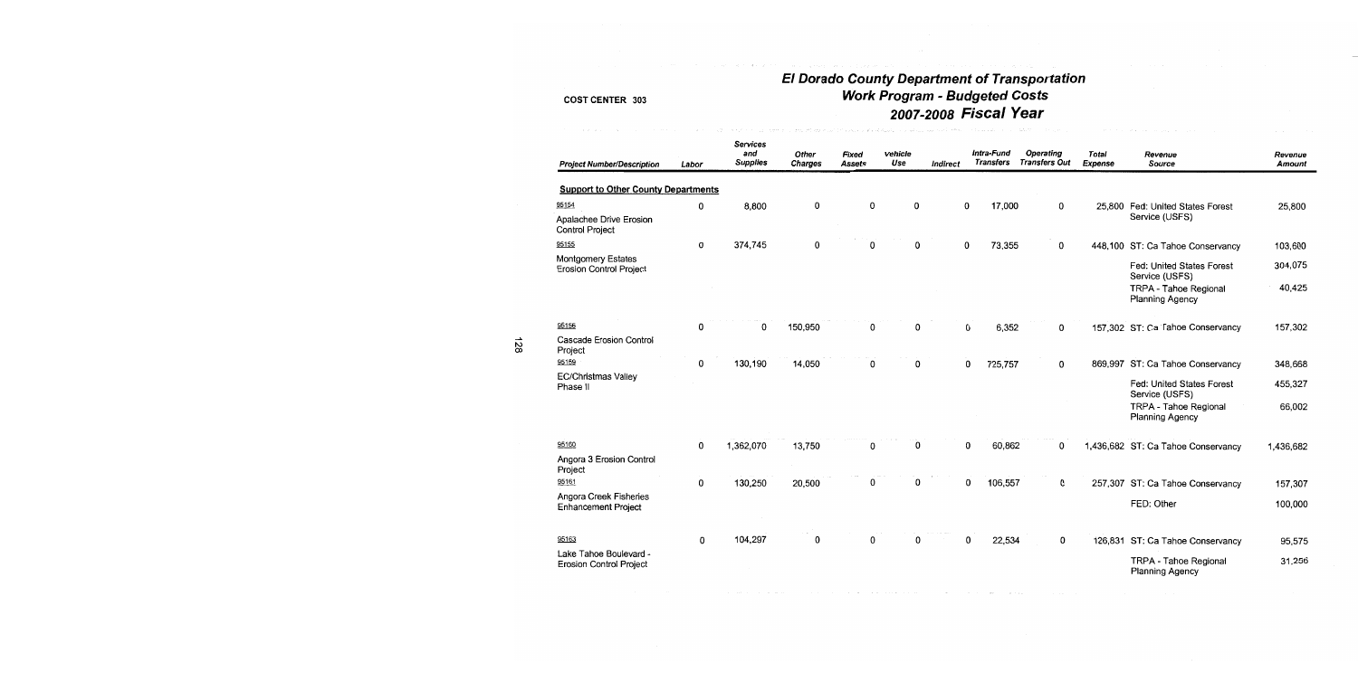# El Dorado County Department of Transportation

## Work Program - Budgeted Costs

## 2007-2008 Fiscal Year

COST CENTER 303

| Project Number/Description | Labor | Services and Supplies | Other Charges | Fixed Assets | Vehicle Use | Indirect | Intra-Fund Transfers | Operating Transfers Out | Total Expense | Revenue Source | Revenue Amount |
|---|---|---|---|---|---|---|---|---|---|---|---|
| **Support to Other County Departments** | | | | | | | | | | | |
| 95154 Apalachee Drive Erosion Control Project | 0 | 8,800 | 0 | 0 | 0 | 0 | 17,000 | 0 | 25,800 | Fed: United States Forest Service (USFS) | 25,800 |
| 95155 Montgomery Estates Erosion Control Project | 0 | 374,745 | 0 | 0 | 0 | 0 | 73,355 | 0 | 448,100 | ST: Ca Tahoe Conservancy | 103,600 |
| | | | | | | | | | | Fed: United States Forest Service (USFS) | 304,075 |
| | | | | | | | | | | TRPA - Tahoe Regional Planning Agency | 40,425 |
| 95156 Cascade Erosion Control Project | 0 | 0 | 150,950 | 0 | 0 | 0 | 6,352 | 0 | 157,302 | ST: Ca Tahoe Conservancy | 157,302 |
| 95159 EC/Christmas Valley Phase II | 0 | 130,190 | 14,050 | 0 | 0 | 0 | 725,757 | 0 | 869,997 | ST: Ca Tahoe Conservancy | 348,668 |
| | | | | | | | | | | Fed: United States Forest Service (USFS) | 455,327 |
| | | | | | | | | | | TRPA - Tahoe Regional Planning Agency | 66,002 |
| 95160 Angora 3 Erosion Control Project | 0 | 1,362,070 | 13,750 | 0 | 0 | 0 | 60,862 | 0 | 1,436,682 | ST: Ca Tahoe Conservancy | 1,436,682 |
| 95161 Angora Creek Fisheries Enhancement Project | 0 | 130,250 | 20,500 | 0 | 0 | 0 | 106,557 | 0 | 257,307 | ST: Ca Tahoe Conservancy | 157,307 |
| | | | | | | | | | | FED: Other | 100,000 |
| 95163 Lake Tahoe Boulevard - Erosion Control Project | 0 | 104,297 | 0 | 0 | 0 | 0 | 22,534 | 0 | 126,831 | ST: Ca Tahoe Conservancy | 95,575 |
| | | | | | | | | | | TRPA - Tahoe Regional Planning Agency | 31,256 |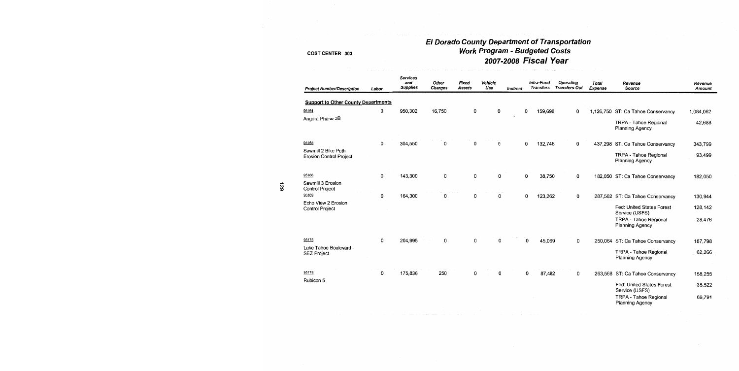# El Dorado County Department of Transportation
## Work Program - Budgeted Costs
## 2007-2008 Fiscal Year

COST CENTER 303

| Project Number/Description | Labor | Services and Supplies | Other Charges | Fixed Assets | Vehicle Use | Indirect | Intra-Fund Transfers | Operating Transfers Out | Total Expense | Revenue Source | Revenue Amount |
|---|---|---|---|---|---|---|---|---|---|---|---|
| **Support to Other County Departments** | | | | | | | | | | | |
| 95164 Angora Phase 3B | 0 | 950,302 | 16,750 | 0 | 0 | 0 | 159,698 | 0 | 1,126,750 | ST: Ca Tahoe Conservancy | 1,084,062 |
| | | | | | | | | | | TRPA - Tahoe Regional Planning Agency | 42,688 |
| 95165 Sawmill 2 Bike Path Erosion Control Project | 0 | 304,550 | 0 | 0 | 0 | 0 | 132,748 | 0 | 437,298 | ST: Ca Tahoe Conservancy | 343,799 |
| | | | | | | | | | | TRPA - Tahoe Regional Planning Agency | 93,499 |
| 95166 Sawmill 3 Erosion Control Project | 0 | 143,300 | 0 | 0 | 0 | 0 | 38,750 | 0 | 182,050 | ST: Ca Tahoe Conservancy | 182,050 |
| 95169 Echo View 2 Erosion Control Project | 0 | 164,300 | 0 | 0 | 0 | 0 | 123,262 | 0 | 287,562 | ST: Ca Tahoe Conservancy | 130,944 |
| | | | | | | | | | | Fed: United States Forest Service (USFS) | 128,142 |
| | | | | | | | | | | TRPA - Tahoe Regional Planning Agency | 28,476 |
| 95175 Lake Tahoe Boulevard - SEZ Project | 0 | 204,995 | 0 | 0 | 0 | 0 | 45,069 | 0 | 250,064 | ST: Ca Tahoe Conservancy | 187,798 |
| | | | | | | | | | | TRPA - Tahoe Regional Planning Agency | 62,266 |
| 95178 Rubicon 5 | 0 | 175,836 | 250 | 0 | 0 | 0 | 87,482 | 0 | 263,568 | ST: Ca Tahoe Conservancy | 158,255 |
| | | | | | | | | | | Fed: United States Forest Service (USFS) | 35,522 |
| | | | | | | | | | | TRPA - Tahoe Regional Planning Agency | 69,791 |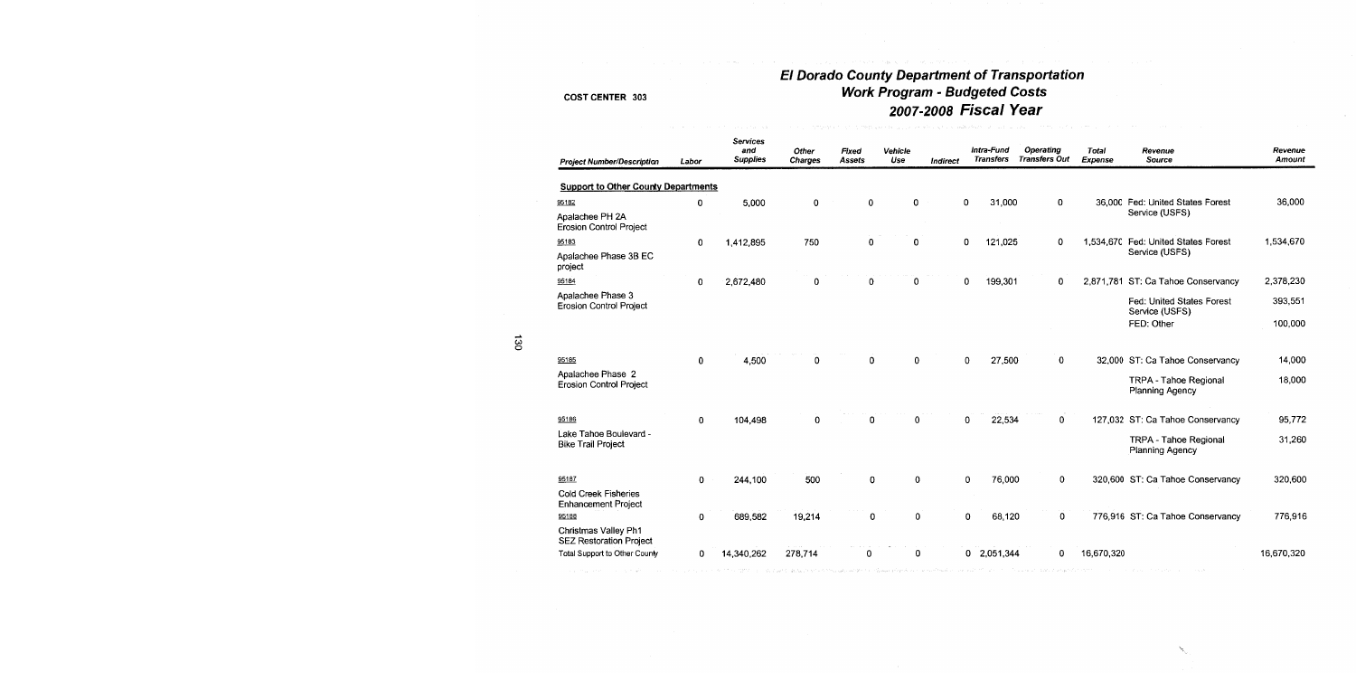# El Dorado County Department of Transportation
## Work Program - Budgeted Costs
## 2007-2008 Fiscal Year

COST CENTER 303

| Project Number/Description | Labor | Services and Supplies | Other Charges | Fixed Assets | Vehicle Use | Indirect | Intra-Fund Transfers | Operating Transfers Out | Total Expense | Revenue Source | Revenue Amount |
|---|---|---|---|---|---|---|---|---|---|---|---|
| **Support to Other County Departments** | | | | | | | | | | | |
| 95182 Apalachee PH 2A Erosion Control Project | 0 | 5,000 | 0 | 0 | 0 | 0 | 31,000 | 0 | 36,000 | Fed: United States Forest Service (USFS) | 36,000 |
| 95183 Apalachee Phase 3B EC project | 0 | 1,412,895 | 750 | 0 | 0 | 0 | 121,025 | 0 | 1,534,670 | Fed: United States Forest Service (USFS) | 1,534,670 |
| 95184 Apalachee Phase 3 Erosion Control Project | 0 | 2,672,480 | 0 | 0 | 0 | 0 | 199,301 | 0 | 2,871,781 | ST: Ca Tahoe Conservancy | 2,378,230 |
| | | | | | | | | | | Fed: United States Forest Service (USFS) | 393,551 |
| | | | | | | | | | | FED: Other | 100,000 |
| 95185 Apalachee Phase 2 Erosion Control Project | 0 | 4,500 | 0 | 0 | 0 | 0 | 27,500 | 0 | 32,000 | ST: Ca Tahoe Conservancy | 14,000 |
| | | | | | | | | | | TRPA - Tahoe Regional Planning Agency | 18,000 |
| 95186 Lake Tahoe Boulevard - Bike Trail Project | 0 | 104,498 | 0 | 0 | 0 | 0 | 22,534 | 0 | 127,032 | ST: Ca Tahoe Conservancy | 95,772 |
| | | | | | | | | | | TRPA - Tahoe Regional Planning Agency | 31,260 |
| 95187 Cold Creek Fisheries Enhancement Project | 0 | 244,100 | 500 | 0 | 0 | 0 | 76,000 | 0 | 320,600 | ST: Ca Tahoe Conservancy | 320,600 |
| 95188 Christmas Valley Ph1 SEZ Restoration Project | 0 | 689,582 | 19,214 | 0 | 0 | 0 | 68,120 | 0 | 776,916 | ST: Ca Tahoe Conservancy | 776,916 |
| Total Support to Other County | 0 | 14,340,262 | 278,714 | 0 | 0 | 0 | 2,051,344 | 0 | 16,670,320 | | 16,670,320 |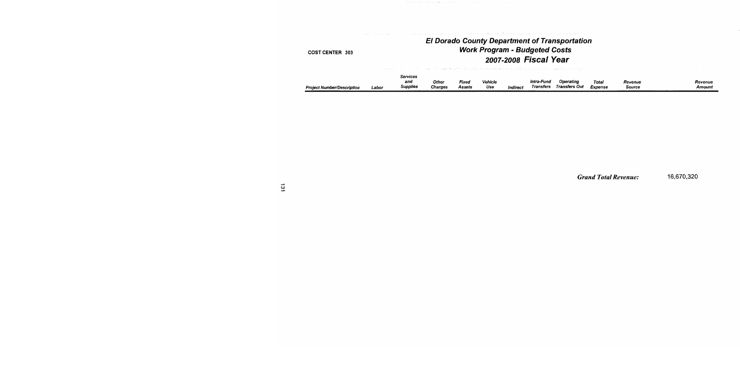COST CENTER 303

# *El Dorado County Department of Transportation*
## *Work Program - Budgeted Costs*
### *2007-2008 Fiscal Year*

| *Project Number/Description* | *Labor* | *Services and Supplies* | *Other Charges* | *Fixed Assets* | *Vehicle Use* | *Indirect* | *Intra-Fund Transfers* | *Operating Transfers Out* | *Total Expense* | *Revenue Source* | *Revenue Amount* |
|---|---|---|---|---|---|---|---|---|---|---|---|

***Grand Total Revenue:*** 16,670,320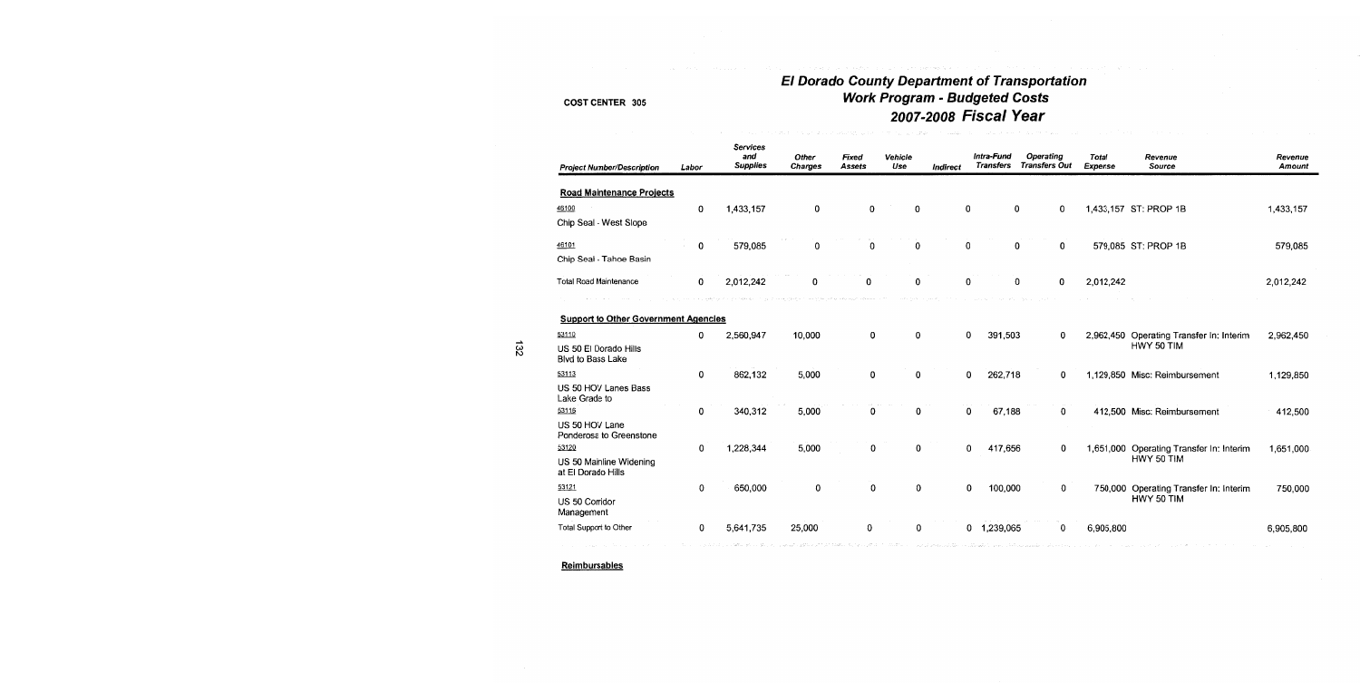# El Dorado County Department of Transportation
## Work Program - Budgeted Costs
## 2007-2008 Fiscal Year

COST CENTER 305

| Project Number/Description | Labor | Services and Supplies | Other Charges | Fixed Assets | Vehicle Use | Indirect | Intra-Fund Transfers | Operating Transfers Out | Total Expense | Revenue Source | Revenue Amount |
|---|---|---|---|---|---|---|---|---|---|---|---|
| **Road Maintenance Projects** | | | | | | | | | | | |
| 46100<br>Chip Seal - West Slope | 0 | 1,433,157 | 0 | 0 | 0 | 0 | 0 | 0 | 1,433,157 | ST: PROP 1B | 1,433,157 |
| 46101<br>Chip Seal - Tahoe Basin | 0 | 579,085 | 0 | 0 | 0 | 0 | 0 | 0 | 579,085 | ST: PROP 1B | 579,085 |
| Total Road Maintenance | 0 | 2,012,242 | 0 | 0 | 0 | 0 | 0 | 0 | 2,012,242 | | 2,012,242 |
| **Support to Other Government Agencies** | | | | | | | | | | | |
| 53110<br>US 50 El Dorado Hills Blvd to Bass Lake | 0 | 2,560,947 | 10,000 | 0 | 0 | 0 | 391,503 | 0 | 2,962,450 | Operating Transfer In: Interim HWY 50 TIM | 2,962,450 |
| 53113<br>US 50 HOV Lanes Bass Lake Grade to | 0 | 862,132 | 5,000 | 0 | 0 | 0 | 262,718 | 0 | 1,129,850 | Misc: Reimbursement | 1,129,850 |
| 53116<br>US 50 HOV Lane Ponderosa to Greenstone | 0 | 340,312 | 5,000 | 0 | 0 | 0 | 67,188 | 0 | 412,500 | Misc: Reimbursement | 412,500 |
| 53120<br>US 50 Mainline Widening at El Dorado Hills | 0 | 1,228,344 | 5,000 | 0 | 0 | 0 | 417,656 | 0 | 1,651,000 | Operating Transfer In: Interim HWY 50 TIM | 1,651,000 |
| 53121<br>US 50 Corridor Management | 0 | 650,000 | 0 | 0 | 0 | 0 | 100,000 | 0 | 750,000 | Operating Transfer In: Interim HWY 50 TIM | 750,000 |
| Total Support to Other | 0 | 5,641,735 | 25,000 | 0 | 0 | 0 | 1,239,065 | 0 | 6,905,800 | | 6,905,800 |

**Reimbursables**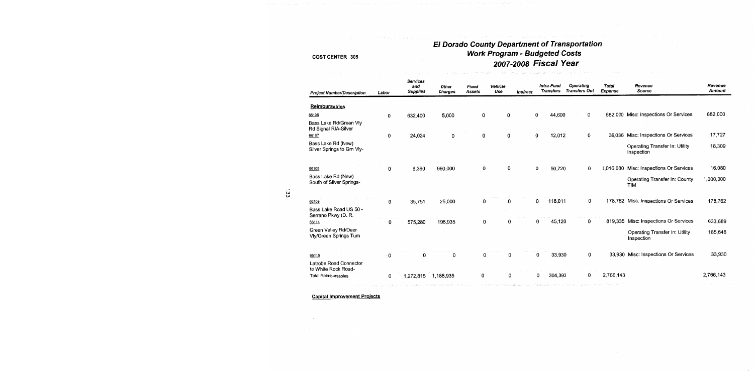COST CENTER 305

# El Dorado County Department of Transportation
## Work Program - Budgeted Costs
## 2007-2008 Fiscal Year

| Project Number/Description | Labor | Services and Supplies | Other Charges | Fixed Assets | Vehicle Use | Indirect | Intra-Fund Transfers | Operating Transfers Out | Total Expense | Revenue Source | Revenue Amount |
|---|---|---|---|---|---|---|---|---|---|---|---|
| **Reimbursables** | | | | | | | | | | | |
| 66106 Bass Lake Rd/Green Vly Rd Signal RIA-Silver | 0 | 632,400 | 5,000 | 0 | 0 | 0 | 44,600 | 0 | 682,000 | Misc: Inspections Or Services | 682,000 |
| 66107 Bass Lake Rd (New) Silver Springs to Grn Vly- | 0 | 24,024 | 0 | 0 | 0 | 0 | 12,012 | 0 | 36,036 | Misc: Inspections Or Services | 17,727 |
| | | | | | | | | | | Operating Transfer In: Utility Inspection | 18,309 |
| 66108 Bass Lake Rd (New) South of Silver Springs- | 0 | 5,360 | 960,000 | 0 | 0 | 0 | 50,720 | 0 | 1,016,080 | Misc: Inspections Or Services | 16,080 |
| | | | | | | | | | | Operating Transfer In: County TIM | 1,000,000 |
| 66109 Bass Lake Road US 50 - Serrano Pkwy (D. R. | 0 | 35,751 | 25,000 | 0 | 0 | 0 | 118,011 | 0 | 178,762 | Misc. Inspections Or Services | 178,762 |
| 66114 Green Valley Rd/Deer Vly/Green Springs Turn | 0 | 575,280 | 198,935 | 0 | 0 | 0 | 45,120 | 0 | 819,335 | Misc: Inspections Or Services | 633,689 |
| | | | | | | | | | | Operating Transfer In: Utility Inspection | 185,646 |
| 66116 Latrobe Road Connector to White Rock Road- | 0 | 0 | 0 | 0 | 0 | 0 | 33,930 | 0 | 33,930 | Misc: Inspections Or Services | 33,930 |
| Total Reimbursables | 0 | 1,272,815 | 1,188,935 | 0 | 0 | 0 | 304,393 | 0 | 2,766,143 | | 2,766,143 |

**Capital Improvement Projects**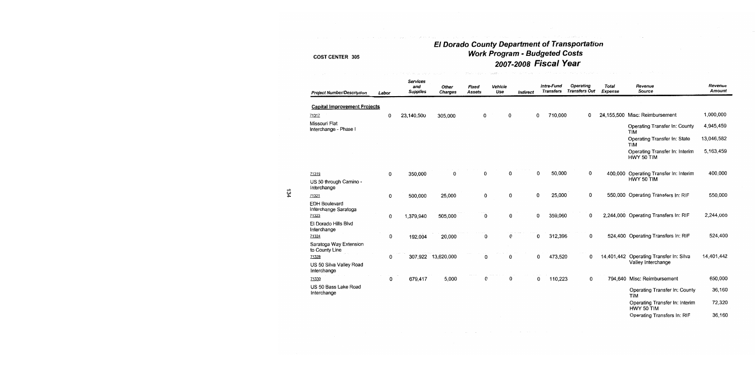# El Dorado County Department of Transportation
## Work Program - Budgeted Costs
## 2007-2008 Fiscal Year

COST CENTER 305

| Project Number/Description | Labor | Services and Supplies | Other Charges | Fixed Assets | Vehicle Use | Indirect | Intra-Fund Transfers | Operating Transfers Out | Total Expense | Revenue Source | Revenue Amount |
|---|---|---|---|---|---|---|---|---|---|---|---|
| **Capital Improvement Projects** | | | | | | | | | | | |
| 71317 Missouri Flat Interchange - Phase I | 0 | 23,140,500 | 305,000 | 0 | 0 | 0 | 710,000 | 0 | 24,155,500 | Misc: Reimbursement | 1,000,000 |
| | | | | | | | | | | Operating Transfer In: County TIM | 4,945,459 |
| | | | | | | | | | | Operating Transfer In: State TIM | 13,046,582 |
| | | | | | | | | | | Operating Transfer In: Interim HWY 50 TIM | 5,163,459 |
| 71319 US 50 through Camino - Interchange | 0 | 350,000 | 0 | 0 | 0 | 0 | 50,000 | 0 | 400,000 | Operating Transfer In: Interim HWY 50 TIM | 400,000 |
| 71321 EDH Boulevard Interchange Saratoga | 0 | 500,000 | 25,000 | 0 | 0 | 0 | 25,000 | 0 | 550,000 | Operating Transfers In: RIF | 550,000 |
| 71323 El Dorado Hills Blvd Interchange | 0 | 1,379,940 | 505,000 | 0 | 0 | 0 | 359,060 | 0 | 2,244,000 | Operating Transfers In: RIF | 2,244,000 |
| 71324 Saratoga Way Extension to County Line | 0 | 192,004 | 20,000 | 0 | 0 | 0 | 312,396 | 0 | 524,400 | Operating Transfers In: RIF | 524,400 |
| 71328 US 50 Silva Valley Road Interchange | 0 | 307,922 | 13,620,000 | 0 | 0 | 0 | 473,520 | 0 | 14,401,442 | Operating Transfer In: Silva Valley Interchange | 14,401,442 |
| 71330 US 50 Bass Lake Road Interchange | 0 | 679,417 | 5,000 | 0 | 0 | 0 | 110,223 | 0 | 794,640 | Misc: Reimbursement | 650,000 |
| | | | | | | | | | | Operating Transfer In: County TIM | 36,160 |
| | | | | | | | | | | Operating Transfer In: Interim HWY 50 TIM | 72,320 |
| | | | | | | | | | | Operating Transfers In: RIF | 36,160 |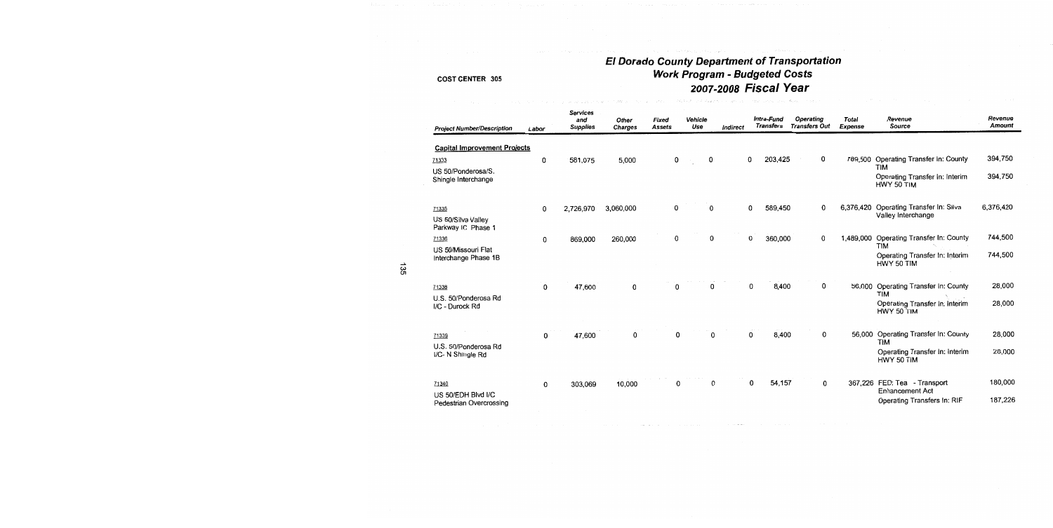COST CENTER 305

# El Dorado County Department of Transportation
## Work Program - Budgeted Costs
## 2007-2008 Fiscal Year

| Project Number/Description | Labor | Services and Supplies | Other Charges | Fixed Assets | Vehicle Use | Indirect | Intra-Fund Transfers | Operating Transfers Out | Total Expense | Revenue Source | Revenue Amount |
|---|---|---|---|---|---|---|---|---|---|---|---|
| **Capital Improvement Projects** | | | | | | | | | | | |
| 71333 US 50/Ponderosa/S. Shingle Interchange | 0 | 581,075 | 5,000 | 0 | 0 | 0 | 203,425 | 0 | 789,500 | Operating Transfer In: County TIM | 394,750 |
| | | | | | | | | | | Operating Transfer In: Interim HWY 50 TIM | 394,750 |
| 71335 US 50/Silva Valley Parkway IC Phase 1 | 0 | 2,726,970 | 3,060,000 | 0 | 0 | 0 | 589,450 | 0 | 6,376,420 | Operating Transfer In: Silva Valley Interchange | 6,376,420 |
| 71336 US 50/Missouri Flat Interchange Phase 1B | 0 | 869,000 | 260,000 | 0 | 0 | 0 | 360,000 | 0 | 1,489,000 | Operating Transfer In: County TIM | 744,500 |
| | | | | | | | | | | Operating Transfer In: Interim HWY 50 TIM | 744,500 |
| 71338 U.S. 50/Ponderosa Rd I/C - Durock Rd | 0 | 47,600 | 0 | 0 | 0 | 0 | 8,400 | 0 | 56,000 | Operating Transfer In: County TIM | 28,000 |
| | | | | | | | | | | Operating Transfer In: Interim HWY 50 TIM | 28,000 |
| 71339 U.S. 50/Ponderosa Rd I/C- N Shingle Rd | 0 | 47,600 | 0 | 0 | 0 | 0 | 8,400 | 0 | 56,000 | Operating Transfer In: County TIM | 28,000 |
| | | | | | | | | | | Operating Transfer In: Interim HWY 50 TIM | 28,000 |
| 71340 US 50/EDH Blvd I/C Pedestrian Overcrossing | 0 | 303,069 | 10,000 | 0 | 0 | 0 | 54,157 | 0 | 367,226 | FED: Tea - Transport Enhancement Act | 180,000 |
| | | | | | | | | | | Operating Transfers In: RIF | 187,226 |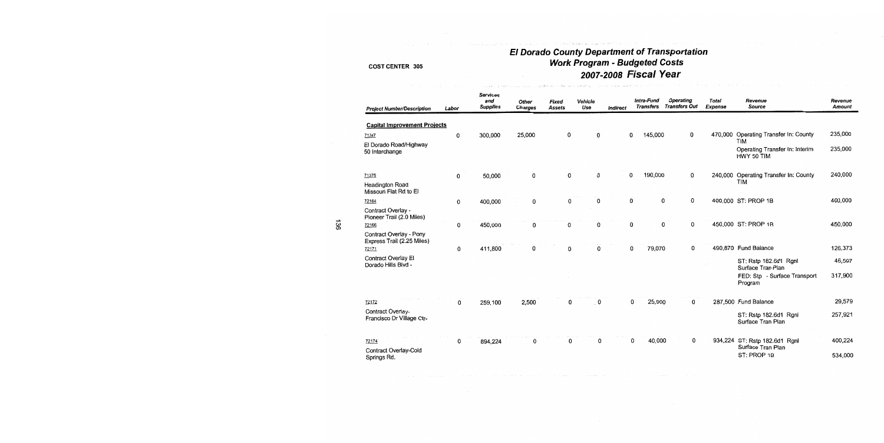COST CENTER 305

# El Dorado County Department of Transportation
## Work Program - Budgeted Costs
## 2007-2008 Fiscal Year

| Project Number/Description | Labor | Services and Supplies | Other Charges | Fixed Assets | Vehicle Use | Indirect | Intra-Fund Transfers | Operating Transfers Out | Total Expense | Revenue Source | Revenue Amount |
|---|---|---|---|---|---|---|---|---|---|---|---|
| **Capital Improvement Projects** | | | | | | | | | | | |
| 71347 El Dorado Road/Highway 50 Interchange | 0 | 300,000 | 25,000 | 0 | 0 | 0 | 145,000 | 0 | 470,000 | Operating Transfer In: County TIM | 235,000 |
| | | | | | | | | | | Operating Transfer In: Interim HWY 50 TIM | 235,000 |
| 71375 Headington Road Missouri Flat Rd to El | 0 | 50,000 | 0 | 0 | 0 | 0 | 190,000 | 0 | 240,000 | Operating Transfer In: County TIM | 240,000 |
| 72164 Contract Overlay - Pioneer Trail (2.0 Miles) | 0 | 400,000 | 0 | 0 | 0 | 0 | 0 | 0 | 400,000 | ST: PROP 1B | 400,000 |
| 72166 Contract Overlay - Pony Express Trail (2.25 Miles) | 0 | 450,000 | 0 | 0 | 0 | 0 | 0 | 0 | 450,000 | ST: PROP 1B | 450,000 |
| 72171 Contract Overlay El Dorado Hills Blvd - | 0 | 411,800 | 0 | 0 | 0 | 0 | 79,070 | 0 | 490,870 | Fund Balance | 126,373 |
| | | | | | | | | | | ST: Rstp 182.6d1 Rgnl Surface Tran Plan | 46,597 |
| | | | | | | | | | | FED: Stp - Surface Transport Program | 317,900 |
| 72172 Contract Overlay-Francisco Dr Village Ctr- | 0 | 259,100 | 2,500 | 0 | 0 | 0 | 25,900 | 0 | 287,500 | Fund Balance | 29,579 |
| | | | | | | | | | | ST: Rstp 182.6d1 Rgnl Surface Tran Plan | 257,921 |
| 72174 Contract Overlay-Cold Springs Rd. | 0 | 894,224 | 0 | 0 | 0 | 0 | 40,000 | 0 | 934,224 | ST: Rstp 182.6d1 Rgnl Surface Tran Plan | 400,224 |
| | | | | | | | | | | ST: PROP 1B | 534,000 |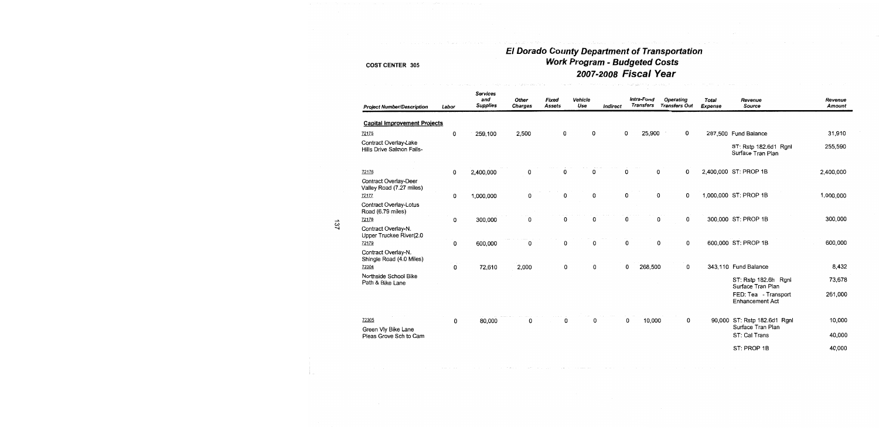# El Dorado County Department of Transportation
## Work Program - Budgeted Costs
## 2007-2008 Fiscal Year

COST CENTER 305

| Project Number/Description | Labor | Services and Supplies | Other Charges | Fixed Assets | Vehicle Use | Indirect | Intra-Fund Transfers | Operating Transfers Out | Total Expense | Revenue Source | Revenue Amount |
|---|---|---|---|---|---|---|---|---|---|---|---|
| **Capital Improvement Projects** | | | | | | | | | | | |
| 72175 | 0 | 259,100 | 2,500 | 0 | 0 | 0 | 25,900 | 0 | 287,500 | Fund Balance | 31,910 |
| Contract Overlay-Lake Hills Drive Salmon Falls- | | | | | | | | | | ST: Rstp 182.6d1 Rgnl Surface Tran Plan | 255,590 |
| 72176 | 0 | 2,400,000 | 0 | 0 | 0 | 0 | 0 | 0 | 2,400,000 | ST: PROP 1B | 2,400,000 |
| Contract Overlay-Deer Valley Road (7.27 miles) | | | | | | | | | | | |
| 72177 | 0 | 1,000,000 | 0 | 0 | 0 | 0 | 0 | 0 | 1,000,000 | ST: PROP 1B | 1,000,000 |
| Contract Overlay-Lotus Road (6.79 miles) | | | | | | | | | | | |
| 72178 | 0 | 300,000 | 0 | 0 | 0 | 0 | 0 | 0 | 300,000 | ST: PROP 1B | 300,000 |
| Contract Overlay-N. Upper Truckee River(2.0 | | | | | | | | | | | |
| 72179 | 0 | 600,000 | 0 | 0 | 0 | 0 | 0 | 0 | 600,000 | ST: PROP 1B | 600,000 |
| Contract Overlay-N. Shingle Road (4.0 Miles) | | | | | | | | | | | |
| 72304 | 0 | 72,610 | 2,000 | 0 | 0 | 0 | 268,500 | 0 | 343,110 | Fund Balance | 8,432 |
| Northside School Bike Path & Bike Lane | | | | | | | | | | ST: Rstp 182.6h Rgnl Surface Tran Plan | 73,678 |
| | | | | | | | | | | FED: Tea - Transport Enhancement Act | 261,000 |
| 72305 | 0 | 80,000 | 0 | 0 | 0 | 0 | 10,000 | 0 | 90,000 | ST: Rstp 182.6d1 Rgnl Surface Tran Plan | 10,000 |
| Green Vly Bike Lane Pleas Grove Sch to Cam | | | | | | | | | | ST: Cal Trans | 40,000 |
| | | | | | | | | | | ST: PROP 1B | 40,000 |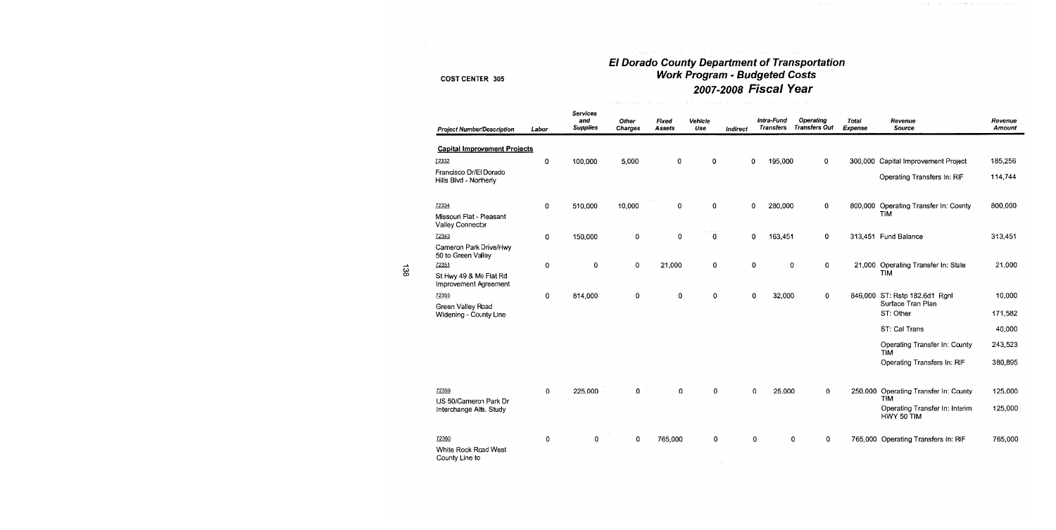COST CENTER 305

# El Dorado County Department of Transportation
## Work Program - Budgeted Costs
## 2007-2008 Fiscal Year

| Project Number/Description | Labor | Services and Supplies | Other Charges | Fixed Assets | Vehicle Use | Indirect | Intra-Fund Transfers | Operating Transfers Out | Total Expense | Revenue Source | Revenue Amount |
|---|---|---|---|---|---|---|---|---|---|---|---|
| **Capital Improvement Projects** | | | | | | | | | | | |
| 72332 Francisco Dr/El Dorado Hills Blvd - Northerly | 0 | 100,000 | 5,000 | 0 | 0 | 0 | 195,000 | 0 | 300,000 | Capital Improvement Project | 185,256 |
| | | | | | | | | | | Operating Transfers In: RIF | 114,744 |
| 72334 Missouri Flat - Pleasant Valley Connector | 0 | 510,000 | 10,000 | 0 | 0 | 0 | 280,000 | 0 | 800,000 | Operating Transfer In: County TIM | 800,000 |
| 72343 Cameron Park Drive/Hwy 50 to Green Valley | 0 | 150,000 | 0 | 0 | 0 | 0 | 163,451 | 0 | 313,451 | Fund Balance | 313,451 |
| 72351 St Hwy 49 & Mo Flat Rd Improvement Agreement | 0 | 0 | 0 | 21,000 | 0 | 0 | 0 | 0 | 21,000 | Operating Transfer In: State TIM | 21,000 |
| 72355 Green Valley Road Widening - County Line | 0 | 814,000 | 0 | 0 | 0 | 0 | 32,000 | 0 | 846,000 | ST: Rstp 182.6d1 Rgnl Surface Tran Plan | 10,000 |
| | | | | | | | | | | ST: Other | 171,582 |
| | | | | | | | | | | ST: Cal Trans | 40,000 |
| | | | | | | | | | | Operating Transfer In: County TIM | 243,523 |
| | | | | | | | | | | Operating Transfers In: RIF | 380,895 |
| 72359 US 50/Cameron Park Dr Interchange Alts. Study | 0 | 225,000 | 0 | 0 | 0 | 0 | 25,000 | 0 | 250,000 | Operating Transfer In: County TIM | 125,000 |
| | | | | | | | | | | Operating Transfer In: Interim HWY 50 TIM | 125,000 |
| 72360 White Rock Road West County Line to | 0 | 0 | 0 | 765,000 | 0 | 0 | 0 | 0 | 765,000 | Operating Transfers In: RIF | 765,000 |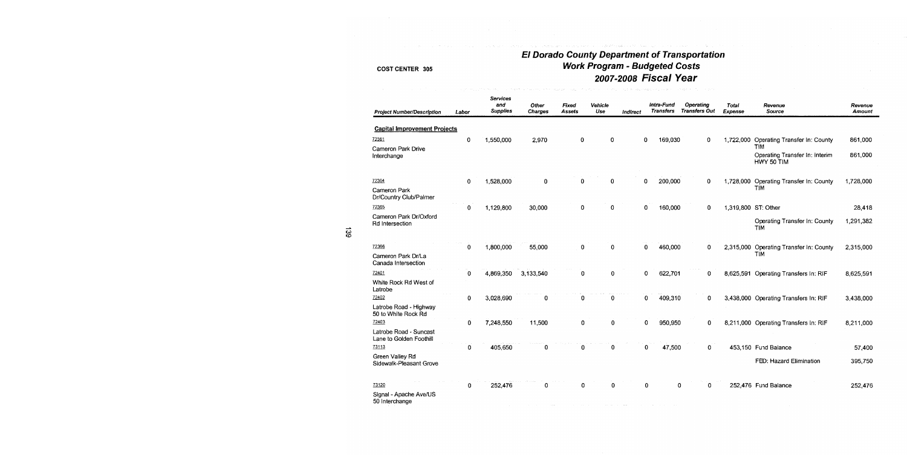COST CENTER 305

# El Dorado County Department of Transportation
## Work Program - Budgeted Costs
## 2007-2008 *Fiscal Year*

| Project Number/Description | Labor | Services and Supplies | Other Charges | Fixed Assets | Vehicle Use | Indirect | Intra-Fund Transfers | Operating Transfers Out | Total Expense | Revenue Source | Revenue Amount |
|---|---|---|---|---|---|---|---|---|---|---|---|
| **Capital Improvement Projects** | | | | | | | | | | | |
| 72361 Cameron Park Drive Interchange | 0 | 1,550,000 | 2,970 | 0 | 0 | 0 | 169,030 | 0 | 1,722,000 | Operating Transfer In: County TIM | 861,000 |
| | | | | | | | | | | Operating Transfer In: Interim HWY 50 TIM | 861,000 |
| 72364 Cameron Park Dr/Country Club/Palmer | 0 | 1,528,000 | 0 | 0 | 0 | 0 | 200,000 | 0 | 1,728,000 | Operating Transfer In: County TIM | 1,728,000 |
| 72365 Cameron Park Dr/Oxford Rd Intersection | 0 | 1,129,800 | 30,000 | 0 | 0 | 0 | 160,000 | 0 | 1,319,800 | ST: Other | 28,418 |
| | | | | | | | | | | Operating Transfer In: County TIM | 1,291,382 |
| 72366 Cameron Park Dr/La Canada Intersection | 0 | 1,800,000 | 55,000 | 0 | 0 | 0 | 460,000 | 0 | 2,315,000 | Operating Transfer In: County TIM | 2,315,000 |
| 72401 White Rock Rd West of Latrobe | 0 | 4,869,350 | 3,133,540 | 0 | 0 | 0 | 622,701 | 0 | 8,625,591 | Operating Transfers In: RIF | 8,625,591 |
| 72402 Latrobe Road - Highway 50 to White Rock Rd | 0 | 3,028,690 | 0 | 0 | 0 | 0 | 409,310 | 0 | 3,438,000 | Operating Transfers In: RIF | 3,438,000 |
| 72403 Latrobe Road - Suncast Lane to Golden Foothill | 0 | 7,248,550 | 11,500 | 0 | 0 | 0 | 950,950 | 0 | 8,211,000 | Operating Transfers In: RIF | 8,211,000 |
| 73113 Green Valley Rd Sidewalk-Pleasant Grove | 0 | 405,650 | 0 | 0 | 0 | 0 | 47,500 | 0 | 453,150 | Fund Balance | 57,400 |
| | | | | | | | | | | FED: Hazard Elimination | 395,750 |
| 73120 Signal - Apache Ave/US 50 Interchange | 0 | 252,476 | 0 | 0 | 0 | 0 | 0 | 0 | 252,476 | Fund Balance | 252,476 |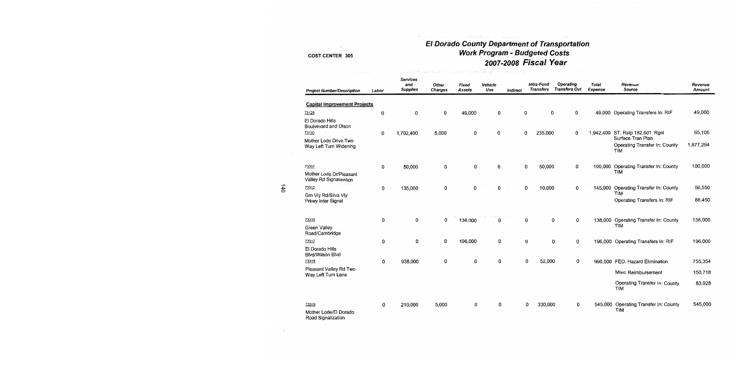COST CENTER 305

# El Dorado County Department of Transportation
## Work Program - Budgeted Costs
## 2007-2008 Fiscal Year

| Project Number/Description | Labor | Services and Supplies | Other Charges | Fixed Assets | Vehicle Use | Indirect | Intra-Fund Transfers | Operating Transfers Out | Total Expense | Revenue Source | Revenue Amount |
|---|---|---|---|---|---|---|---|---|---|---|---|
| **Capital Improvement Projects** | | | | | | | | | | | |
| 73129 El Dorado Hills Boulevard and Olson | 0 | 0 | 0 | 49,000 | 0 | 0 | 0 | 0 | 49,000 | Operating Transfers In: RIF | 49,000 |
| 73130 Mother Lode Drive Two Way Left Turn Widening | 0 | 1,702,400 | 5,000 | 0 | 0 | 0 | 235,000 | 0 | 1,942,400 | ST: Rstp 182.6d1 Rgnl Surface Tran Plan | 65,106 |
| | | | | | | | | | | Operating Transfer In: County TIM | 1,877,294 |
| 73307 Mother Lode Dr/Pleasant Valley Rd Signalization | 0 | 50,000 | 0 | 0 | 0 | 0 | 50,000 | 0 | 100,000 | Operating Transfer In: County TIM | 100,000 |
| 73312 Grn Vly Rd/Silva Vly Prkwy Inter Signal | 0 | 135,000 | 0 | 0 | 0 | 0 | 10,000 | 0 | 145,000 | Operating Transfer In: County TIM | 56,550 |
| | | | | | | | | | | Operating Transfers In: RIF | 88,450 |
| 73315 Green Valley Road/Cambridge | 0 | 0 | 0 | 138,000 | 0 | 0 | 0 | 0 | 138,000 | Operating Transfer In: County TIM | 138,000 |
| 73317 El Dorado Hills Blvd/Wilson Blvd | 0 | 0 | 0 | 196,000 | 0 | 0 | 0 | 0 | 196,000 | Operating Transfers In: RIF | 196,000 |
| 73318 Pleasant Valley Rd Two Way Left Turn Lane | 0 | 938,000 | 0 | 0 | 0 | 0 | 52,000 | 0 | 990,000 | FED: Hazard Elimination | 755,354 |
| | | | | | | | | | | Misc: Reimbursement | 150,718 |
| | | | | | | | | | | Operating Transfer In: County TIM | 83,928 |
| 73319 Mother Lode/El Dorado Road Signalization | 0 | 210,000 | 5,000 | 0 | 0 | 0 | 330,000 | 0 | 545,000 | Operating Transfer In: County TIM | 545,000 |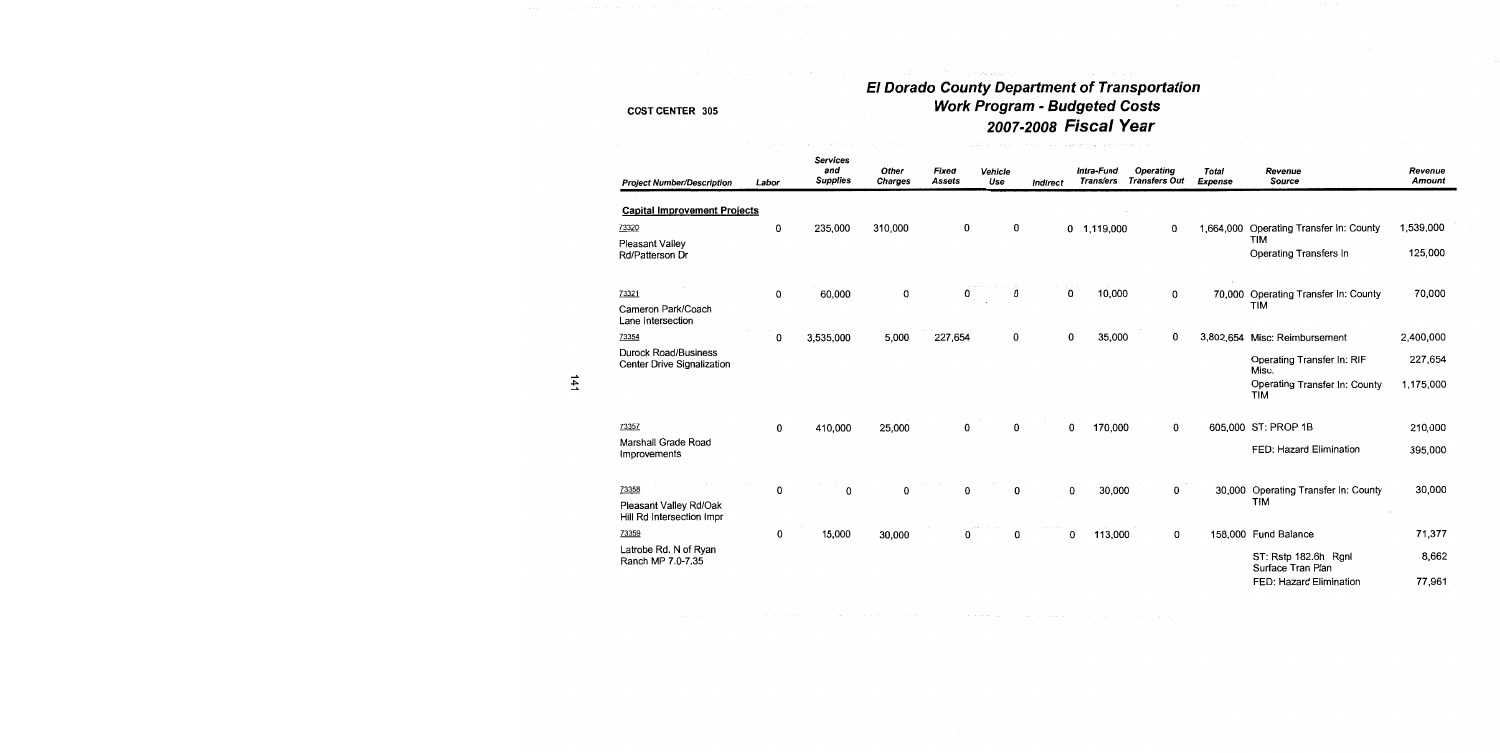COST CENTER 305

# El Dorado County Department of Transportation
## Work Program - Budgeted Costs
## 2007-2008 Fiscal Year

| Project Number/Description | Labor | Services and Supplies | Other Charges | Fixed Assets | Vehicle Use | Indirect | Intra-Fund Transfers | Operating Transfers Out | Total Expense | Revenue Source | Revenue Amount |
|---|---|---|---|---|---|---|---|---|---|---|---|
| **Capital Improvement Projects** | | | | | | | | | | | |
| 73320 Pleasant Valley Rd/Patterson Dr | 0 | 235,000 | 310,000 | 0 | 0 | 0 | 1,119,000 | 0 | 1,664,000 | Operating Transfer In: County TIM | 1,539,000 |
| | | | | | | | | | | Operating Transfers In | 125,000 |
| 73321 Cameron Park/Coach Lane Intersection | 0 | 60,000 | 0 | 0 | 0 | 0 | 10,000 | 0 | 70,000 | Operating Transfer In: County TIM | 70,000 |
| 73354 Durock Road/Business Center Drive Signalization | 0 | 3,535,000 | 5,000 | 227,654 | 0 | 0 | 35,000 | 0 | 3,802,654 | Misc: Reimbursement | 2,400,000 |
| | | | | | | | | | | Operating Transfer In: RIF Misc. | 227,654 |
| | | | | | | | | | | Operating Transfer In: County TIM | 1,175,000 |
| 73357 Marshall Grade Road Improvements | 0 | 410,000 | 25,000 | 0 | 0 | 0 | 170,000 | 0 | 605,000 | ST: PROP 1B | 210,000 |
| | | | | | | | | | | FED: Hazard Elimination | 395,000 |
| 73358 Pleasant Valley Rd/Oak Hill Rd Intersection Impr | 0 | 0 | 0 | 0 | 0 | 0 | 30,000 | 0 | 30,000 | Operating Transfer In: County TIM | 30,000 |
| 73359 Latrobe Rd. N of Ryan Ranch MP 7.0-7.35 | 0 | 15,000 | 30,000 | 0 | 0 | 0 | 113,000 | 0 | 158,000 | Fund Balance | 71,377 |
| | | | | | | | | | | ST: Rstp 182.6h Rgnl Surface Tran Plan | 8,662 |
| | | | | | | | | | | FED: Hazard Elimination | 77,961 |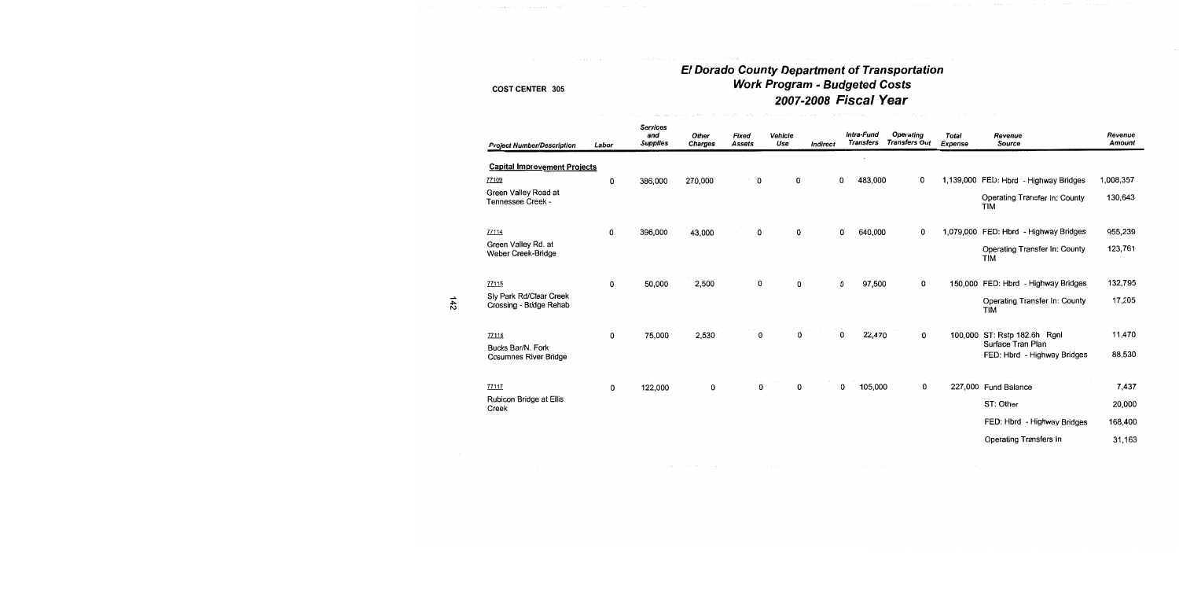# El Dorado County Department of Transportation
## Work Program - Budgeted Costs
## 2007-2008 Fiscal Year

COST CENTER 305

| Project Number/Description | Labor | Services and Supplies | Other Charges | Fixed Assets | Vehicle Use | Indirect | Intra-Fund Transfers | Operating Transfers Out | Total Expense | Revenue Source | Revenue Amount |
|---|---|---|---|---|---|---|---|---|---|---|---|
| **Capital Improvement Projects** | | | | | | | | | | | |
| 77109 | 0 | 386,000 | 270,000 | 0 | 0 | 0 | 483,000 | 0 | 1,139,000 | FED: Hbrd - Highway Bridges | 1,008,357 |
| Green Valley Road at Tennessee Creek - | | | | | | | | | | Operating Transfer In: County TIM | 130,643 |
| 77114 | 0 | 396,000 | 43,000 | 0 | 0 | 0 | 640,000 | 0 | 1,079,000 | FED: Hbrd - Highway Bridges | 955,239 |
| Green Valley Rd. at Weber Creek-Bridge | | | | | | | | | | Operating Transfer In: County TIM | 123,761 |
| 77115 | 0 | 50,000 | 2,500 | 0 | 0 | 0 | 97,500 | 0 | 150,000 | FED: Hbrd - Highway Bridges | 132,795 |
| Sly Park Rd/Clear Creek Crossing - Bridge Rehab | | | | | | | | | | Operating Transfer In: County TIM | 17,205 |
| 77116 | 0 | 75,000 | 2,530 | 0 | 0 | 0 | 22,470 | 0 | 100,000 | ST: Rstp 182.6h Rgnl Surface Tran Plan | 11,470 |
| Bucks Bar/N. Fork Cosumnes River Bridge | | | | | | | | | | FED: Hbrd - Highway Bridges | 88,530 |
| 77117 | 0 | 122,000 | 0 | 0 | 0 | 0 | 105,000 | 0 | 227,000 | Fund Balance | 7,437 |
| Rubicon Bridge at Ellis Creek | | | | | | | | | | ST: Other | 20,000 |
| | | | | | | | | | | FED: Hbrd - Highway Bridges | 168,400 |
| | | | | | | | | | | Operating Transfers In | 31,163 |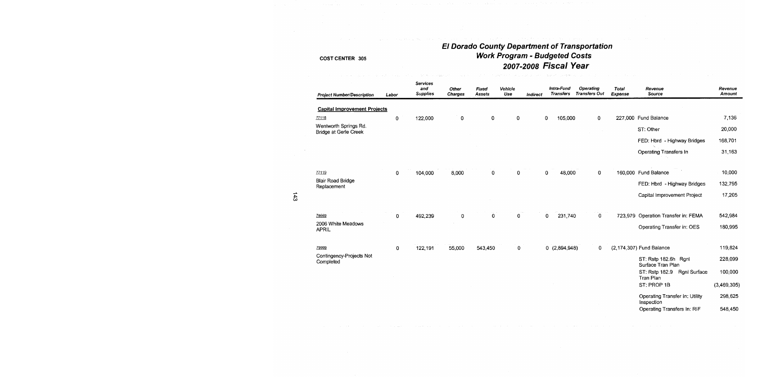**COST CENTER 305**

# El Dorado County Department of Transportation
## Work Program - Budgeted Costs
## 2007-2008 Fiscal Year

| Project Number/Description | Labor | Services and Supplies | Other Charges | Fixed Assets | Vehicle Use | Indirect | Intra-Fund Transfers | Operating Transfers Out | Total Expense | Revenue Source | Revenue Amount |
|---|---|---|---|---|---|---|---|---|---|---|---|
| **Capital Improvement Projects** | | | | | | | | | | | |
| 77118 | 0 | 122,000 | 0 | 0 | 0 | 0 | 105,000 | 0 | 227,000 | Fund Balance | 7,136 |
| Wentworth Springs Rd. Bridge at Gerle Creek | | | | | | | | | | ST: Other | 20,000 |
| | | | | | | | | | | FED: Hbrd - Highway Bridges | 168,701 |
| | | | | | | | | | | Operating Transfers In | 31,163 |
| 77119 | 0 | 104,000 | 8,000 | 0 | 0 | 0 | 48,000 | 0 | 160,000 | Fund Balance | 10,000 |
| Blair Road Bridge Replacement | | | | | | | | | | FED: Hbrd - Highway Bridges | 132,795 |
| | | | | | | | | | | Capital Improvement Project | 17,205 |
| 78669 | 0 | 492,239 | 0 | 0 | 0 | 0 | 231,740 | 0 | 723,979 | Operation Transfer in: FEMA | 542,984 |
| 2006 White Meadows APRIL | | | | | | | | | | Operating Transfer in: OES | 180,995 |
| 79999 | 0 | 122,191 | 55,000 | 543,450 | 0 | 0 | (2,894,948) | 0 | (2,174,307) | Fund Balance | 119,824 |
| Contingency-Projects Not Completed | | | | | | | | | | ST: Rstp 182.6h Rgnl Surface Tran Plan | 228,099 |
| | | | | | | | | | | ST: Rstp 182.9 Rgnl Surface Tran Plan | 100,000 |
| | | | | | | | | | | ST: PROP 1B | (3,469,305) |
| | | | | | | | | | | Operating Transfer In: Utility Inspection | 298,625 |
| | | | | | | | | | | Operating Transfers In: RIF | 548,450 |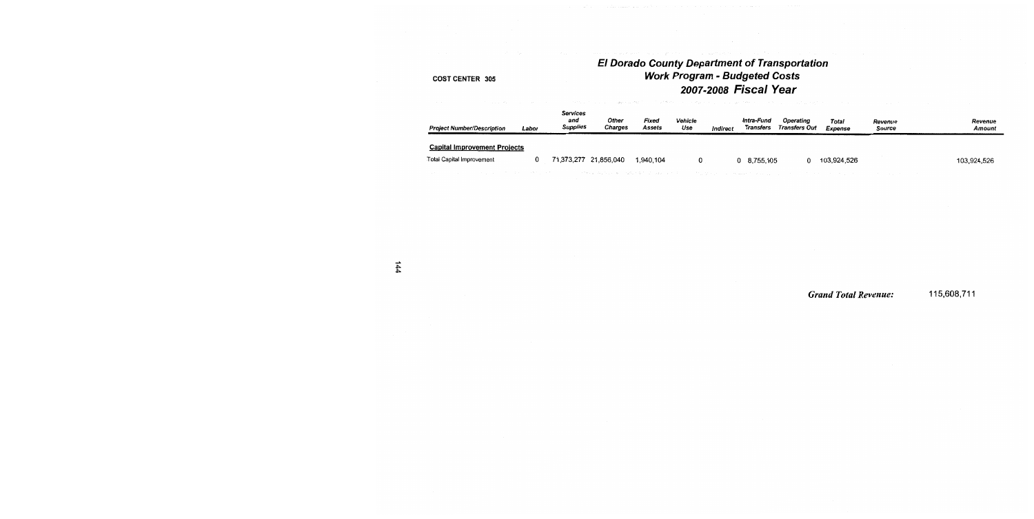COST CENTER 305

# El Dorado County Department of Transportation
## Work Program - Budgeted Costs
## 2007-2008 Fiscal Year

| Project Number/Description | Labor | Services and Supplies | Other Charges | Fixed Assets | Vehicle Use | Indirect | Intra-Fund Transfers | Operating Transfers Out | Total Expense | Revenue Source | Revenue Amount |
|---|---|---|---|---|---|---|---|---|---|---|---|
| **Capital Improvement Projects** | | | | | | | | | | | |
| Total Capital Improvement | 0 | 71,373,277 | 21,856,040 | 1,940,104 | 0 | 0 | 8,755,105 | 0 | 103,924,526 | | 103,924,526 |

***Grand Total Revenue:*** 115,608,711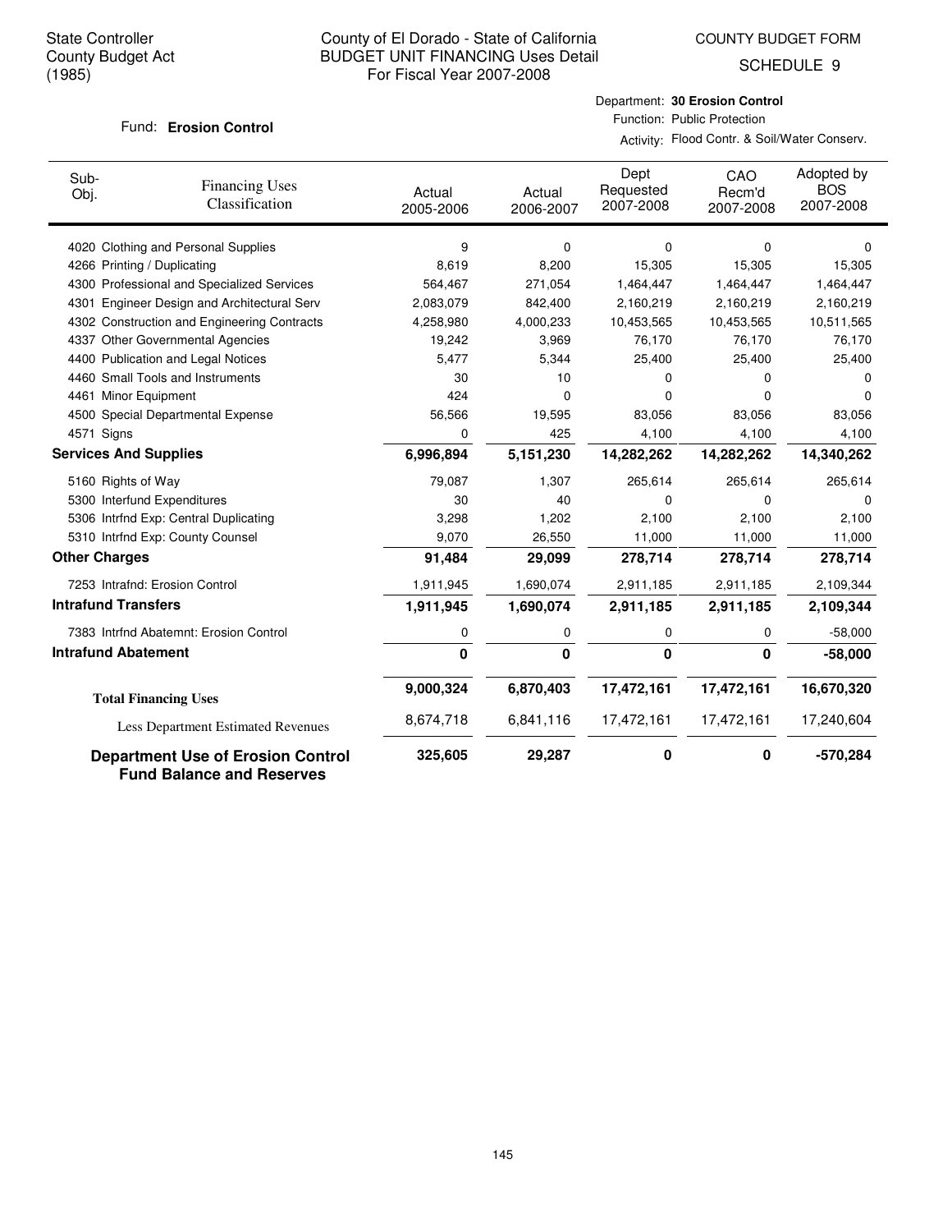State Controller
County Budget Act
(1985)

County of El Dorado - State of California
BUDGET UNIT FINANCING Uses Detail
For Fiscal Year 2007-2008

COUNTY BUDGET FORM
SCHEDULE 9

Fund: **Erosion Control**

Department: **30 Erosion Control**
Function: Public Protection
Activity: Flood Contr. & Soil/Water Conserv.

| Sub-Obj. | Financing Uses Classification | Actual 2005-2006 | Actual 2006-2007 | Dept Requested 2007-2008 | CAO Recm'd 2007-2008 | Adopted by BOS 2007-2008 |
|---|---|---|---|---|---|---|
| 4020 | Clothing and Personal Supplies | 9 | 0 | 0 | 0 | 0 |
| 4266 | Printing / Duplicating | 8,619 | 8,200 | 15,305 | 15,305 | 15,305 |
| 4300 | Professional and Specialized Services | 564,467 | 271,054 | 1,464,447 | 1,464,447 | 1,464,447 |
| 4301 | Engineer Design and Architectural Serv | 2,083,079 | 842,400 | 2,160,219 | 2,160,219 | 2,160,219 |
| 4302 | Construction and Engineering Contracts | 4,258,980 | 4,000,233 | 10,453,565 | 10,453,565 | 10,511,565 |
| 4337 | Other Governmental Agencies | 19,242 | 3,969 | 76,170 | 76,170 | 76,170 |
| 4400 | Publication and Legal Notices | 5,477 | 5,344 | 25,400 | 25,400 | 25,400 |
| 4460 | Small Tools and Instruments | 30 | 10 | 0 | 0 | 0 |
| 4461 | Minor Equipment | 424 | 0 | 0 | 0 | 0 |
| 4500 | Special Departmental Expense | 56,566 | 19,595 | 83,056 | 83,056 | 83,056 |
| 4571 | Signs | 0 | 425 | 4,100 | 4,100 | 4,100 |
| **Services And Supplies** | | **6,996,894** | **5,151,230** | **14,282,262** | **14,282,262** | **14,340,262** |
| 5160 | Rights of Way | 79,087 | 1,307 | 265,614 | 265,614 | 265,614 |
| 5300 | Interfund Expenditures | 30 | 40 | 0 | 0 | 0 |
| 5306 | Intrfnd Exp: Central Duplicating | 3,298 | 1,202 | 2,100 | 2,100 | 2,100 |
| 5310 | Intrfnd Exp: County Counsel | 9,070 | 26,550 | 11,000 | 11,000 | 11,000 |
| **Other Charges** | | **91,484** | **29,099** | **278,714** | **278,714** | **278,714** |
| 7253 | Intrafnd: Erosion Control | 1,911,945 | 1,690,074 | 2,911,185 | 2,911,185 | 2,109,344 |
| **Intrafund Transfers** | | **1,911,945** | **1,690,074** | **2,911,185** | **2,911,185** | **2,109,344** |
| 7383 | Intrfnd Abatemnt: Erosion Control | 0 | 0 | 0 | 0 | -58,000 |
| **Intrafund Abatement** | | **0** | **0** | **0** | **0** | **-58,000** |
| **Total Financing Uses** | | **9,000,324** | **6,870,403** | **17,472,161** | **17,472,161** | **16,670,320** |
| Less Department Estimated Revenues | | 8,674,718 | 6,841,116 | 17,472,161 | 17,472,161 | 17,240,604 |
| **Department Use of Erosion Control Fund Balance and Reserves** | | **325,605** | **29,287** | **0** | **0** | **-570,284** |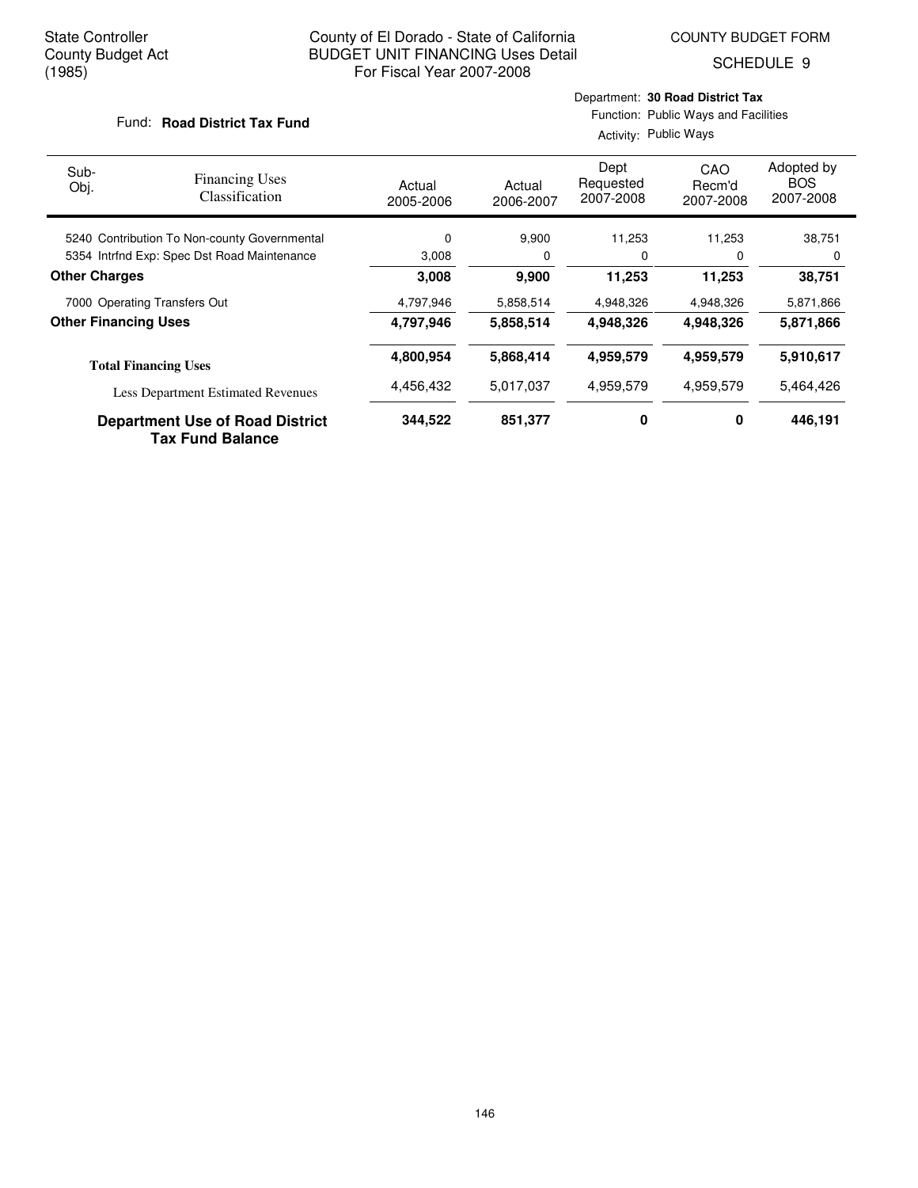State Controller
County Budget Act
(1985)

County of El Dorado - State of California
BUDGET UNIT FINANCING Uses Detail
For Fiscal Year 2007-2008

COUNTY BUDGET FORM
SCHEDULE 9

Fund: **Road District Tax Fund**

Department: **30 Road District Tax**
Function: Public Ways and Facilities
Activity: Public Ways

| Sub-Obj. | Financing Uses Classification | Actual 2005-2006 | Actual 2006-2007 | Dept Requested 2007-2008 | CAO Recm'd 2007-2008 | Adopted by BOS 2007-2008 |
|---|---|---|---|---|---|---|
| 5240 | Contribution To Non-county Governmental | 0 | 9,900 | 11,253 | 11,253 | 38,751 |
| 5354 | Intrfnd Exp: Spec Dst Road Maintenance | 3,008 | 0 | 0 | 0 | 0 |
| **Other Charges** | | **3,008** | **9,900** | **11,253** | **11,253** | **38,751** |
| 7000 | Operating Transfers Out | 4,797,946 | 5,858,514 | 4,948,326 | 4,948,326 | 5,871,866 |
| **Other Financing Uses** | | **4,797,946** | **5,858,514** | **4,948,326** | **4,948,326** | **5,871,866** |
| **Total Financing Uses** | | **4,800,954** | **5,868,414** | **4,959,579** | **4,959,579** | **5,910,617** |
| | Less Department Estimated Revenues | 4,456,432 | 5,017,037 | 4,959,579 | 4,959,579 | 5,464,426 |
| **Department Use of Road District Tax Fund Balance** | | **344,522** | **851,377** | **0** | **0** | **446,191** |